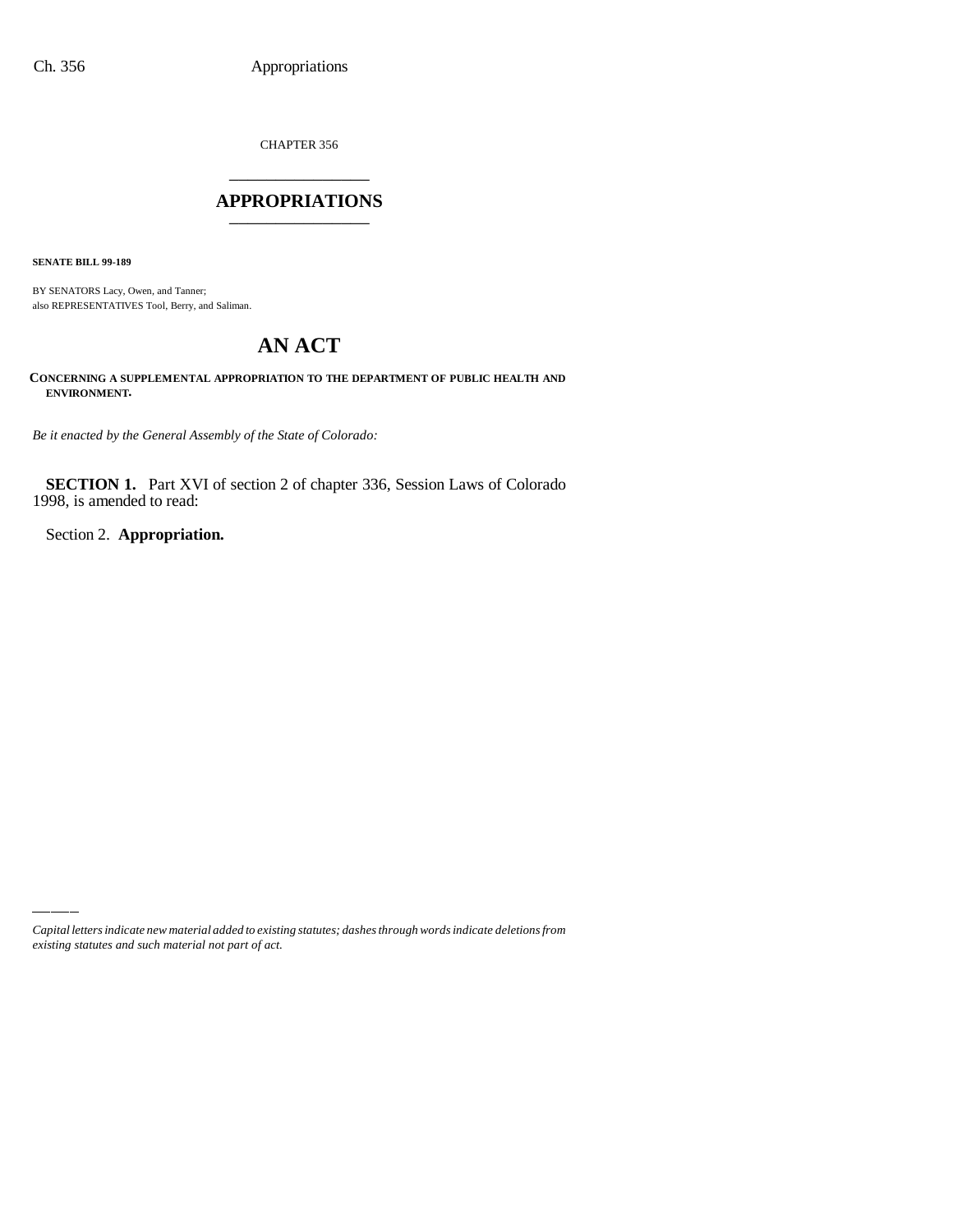CHAPTER 356

# APPROPRIATIONS

**SENATE BILL 99-189**

BY SENATORS Lacy, Owen, and Tanner;
also REPRESENTATIVES Tool, Berry, and Saliman.

# AN ACT

**CONCERNING A SUPPLEMENTAL APPROPRIATION TO THE DEPARTMENT OF PUBLIC HEALTH AND ENVIRONMENT.**

*Be it enacted by the General Assembly of the State of Colorado:*

**SECTION 1.** Part XVI of section 2 of chapter 336, Session Laws of Colorado 1998, is amended to read:

Section 2. **Appropriation.**

*Capital letters indicate new material added to existing statutes; dashes through words indicate deletions from existing statutes and such material not part of act.*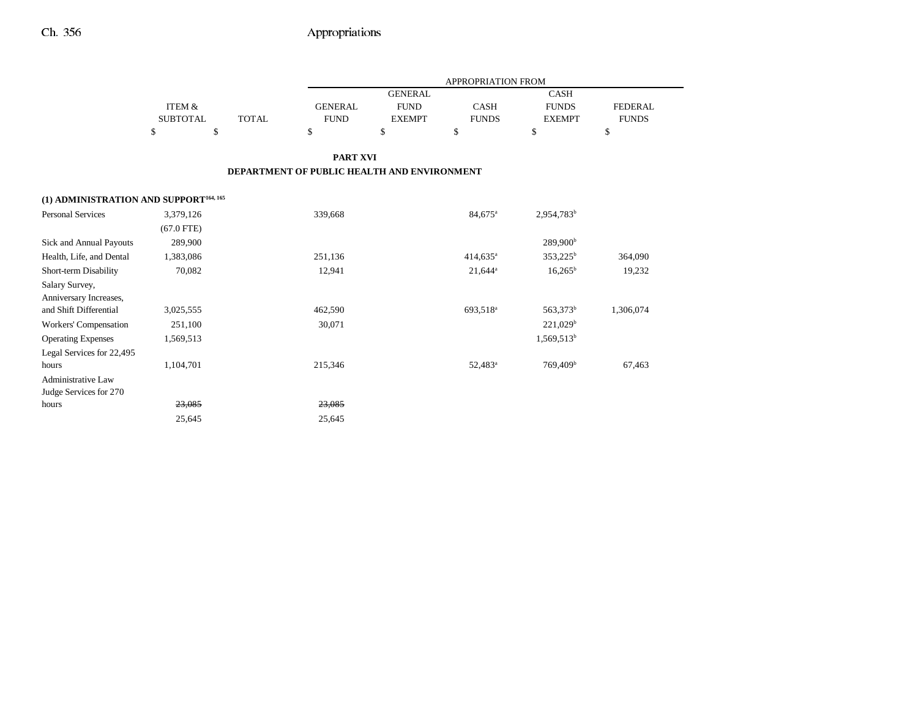| | ITEM & SUBTOTAL | TOTAL | GENERAL FUND | GENERAL FUND EXEMPT | CASH FUNDS | CASH FUNDS EXEMPT | FEDERAL FUNDS |
|---|---|---|---|---|---|---|---|
| | | | APPROPRIATION FROM | | | | |
| | $ | $ | $ | $ | $ | $ | $ |

**PART XVI**

**DEPARTMENT OF PUBLIC HEALTH AND ENVIRONMENT**

| | ITEM & SUBTOTAL | TOTAL | GENERAL FUND | GENERAL FUND EXEMPT | CASH FUNDS | CASH FUNDS EXEMPT | FEDERAL FUNDS |
|---|---|---|---|---|---|---|---|
| **(1) ADMINISTRATION AND SUPPORT[164, 165]** | | | | | | | |
| Personal Services | 3,379,126 | | 339,668 | | 84,675[a] | 2,954,783[b] | |
| | (67.0 FTE) | | | | | | |
| Sick and Annual Payouts | 289,900 | | | | | 289,900[b] | |
| Health, Life, and Dental | 1,383,086 | | 251,136 | | 414,635[a] | 353,225[b] | 364,090 |
| Short-term Disability | 70,082 | | 12,941 | | 21,644[a] | 16,265[b] | 19,232 |
| Salary Survey, Anniversary Increases, and Shift Differential | 3,025,555 | | 462,590 | | 693,518[a] | 563,373[b] | 1,306,074 |
| Workers' Compensation | 251,100 | | 30,071 | | | 221,029[b] | |
| Operating Expenses | 1,569,513 | | | | | 1,569,513[b] | |
| Legal Services for 22,495 hours | 1,104,701 | | 215,346 | | 52,483[a] | 769,409[b] | 67,463 |
| Administrative Law Judge Services for 270 hours | ~~23,085~~ | | ~~23,085~~ | | | | |
| | 25,645 | | 25,645 | | | | |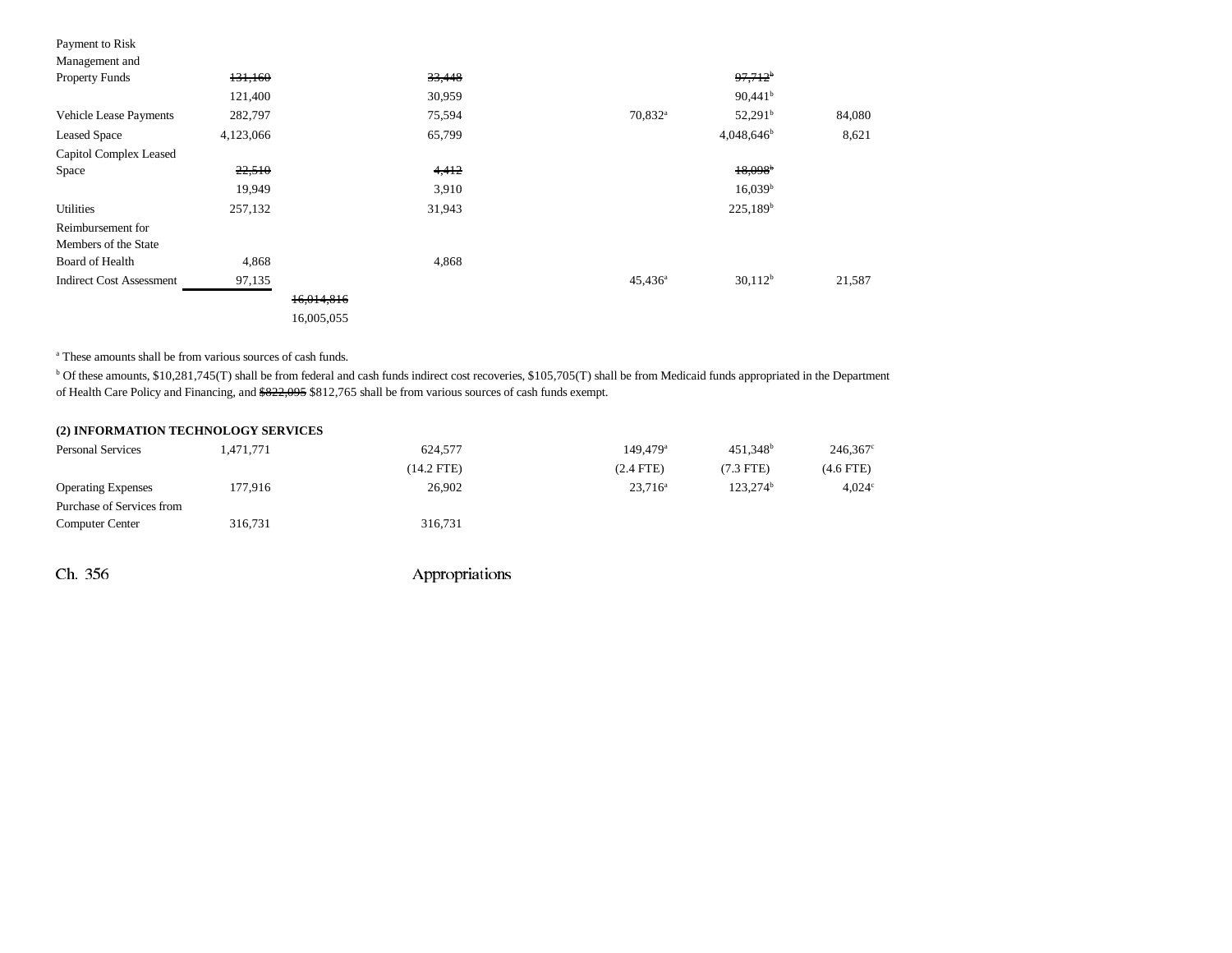| | | | | | | |
|---|---|---|---|---|---|---|
| Payment to Risk Management and Property Funds | ~~131,160~~ | | ~~33,448~~ | | ~~97,712~~[b] | |
| | 121,400 | | 30,959 | | 90,441[b] | |
| Vehicle Lease Payments | 282,797 | | 75,594 | 70,832[a] | 52,291[b] | 84,080 |
| Leased Space | 4,123,066 | | 65,799 | | 4,048,646[b] | 8,621 |
| Capitol Complex Leased Space | ~~22,510~~ | | ~~4,412~~ | | ~~18,098~~[b] | |
| | 19,949 | | 3,910 | | 16,039[b] | |
| Utilities | 257,132 | | 31,943 | | 225,189[b] | |
| Reimbursement for Members of the State Board of Health | 4,868 | | 4,868 | | | |
| Indirect Cost Assessment | 97,135 | | | 45,436[a] | 30,112[b] | 21,587 |
| | | ~~16,014,816~~ | | | | |
| | | 16,005,055 | | | | |

[a] These amounts shall be from various sources of cash funds.

[b] Of these amounts, $10,281,745(T) shall be from federal and cash funds indirect cost recoveries, $105,705(T) shall be from Medicaid funds appropriated in the Department of Health Care Policy and Financing, and ~~$822,095~~ $812,765 shall be from various sources of cash funds exempt.

**(2) INFORMATION TECHNOLOGY SERVICES**

| | | | | | | |
|---|---|---|---|---|---|---|
| Personal Services | 1,471,771 | | 624,577 | 149,479[a] | 451,348[b] | 246,367[c] |
| | | | (14.2 FTE) | (2.4 FTE) | (7.3 FTE) | (4.6 FTE) |
| Operating Expenses | 177,916 | | 26,902 | 23,716[a] | 123,274[b] | 4,024[c] |
| Purchase of Services from Computer Center | 316,731 | | 316,731 | | | |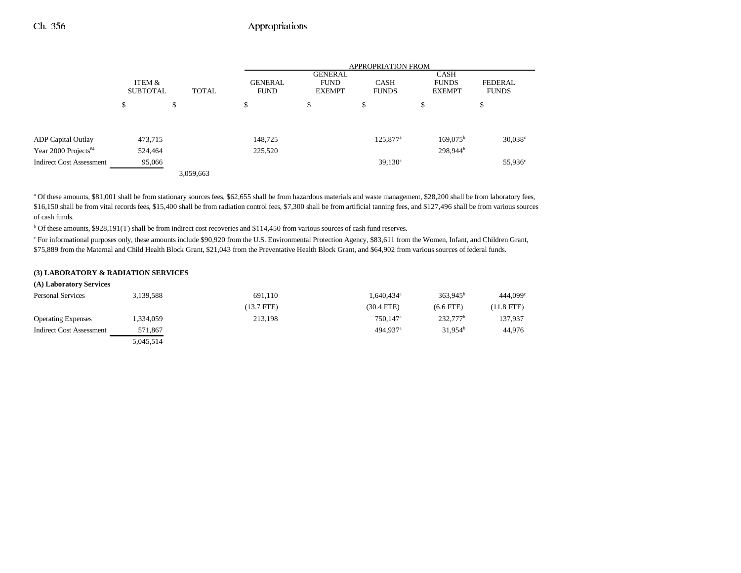| | ITEM & SUBTOTAL | TOTAL | APPROPRIATION FROM GENERAL FUND | GENERAL FUND EXEMPT | CASH FUNDS | CASH FUNDS EXEMPT | FEDERAL FUNDS |
|---|---|---|---|---|---|---|---|
| | $ | $ | $ | $ | $ | $ | $ |
| ADP Capital Outlay | 473,715 | | 148,725 | | 125,877[a] | 169,075[b] | 30,038[c] |
| Year 2000 Projects[64] | 524,464 | | 225,520 | | | 298,944[b] | |
| Indirect Cost Assessment | 95,066 | | | | 39,130[a] | | 55,936[c] |
| | | 3,059,663 | | | | | |

[a] Of these amounts, $81,001 shall be from stationary sources fees, $62,655 shall be from hazardous materials and waste management, $28,200 shall be from laboratory fees, $16,150 shall be from vital records fees, $15,400 shall be from radiation control fees, $7,300 shall be from artificial tanning fees, and $127,496 shall be from various sources of cash funds.

[b] Of these amounts, $928,191(T) shall be from indirect cost recoveries and $114,450 from various sources of cash fund reserves.

[c] For informational purposes only, these amounts include $90,920 from the U.S. Environmental Protection Agency, $83,611 from the Women, Infant, and Children Grant, $75,889 from the Maternal and Child Health Block Grant, $21,043 from the Preventative Health Block Grant, and $64,902 from various sources of federal funds.

**(3) LABORATORY & RADIATION SERVICES**

**(A) Laboratory Services**

| | ITEM & SUBTOTAL | TOTAL | GENERAL FUND | GENERAL FUND EXEMPT | CASH FUNDS | CASH FUNDS EXEMPT | FEDERAL FUNDS |
|---|---|---|---|---|---|---|---|
| Personal Services | 3,139,588 | | 691,110 | | 1,640,434[a] | 363,945[b] | 444,099[c] |
| | | | (13.7 FTE) | | (30.4 FTE) | (6.6 FTE) | (11.8 FTE) |
| Operating Expenses | 1,334,059 | | 213,198 | | 750,147[a] | 232,777[b] | 137,937 |
| Indirect Cost Assessment | 571,867 | | | | 494,937[a] | 31,954[b] | 44,976 |
| | 5,045,514 | | | | | | |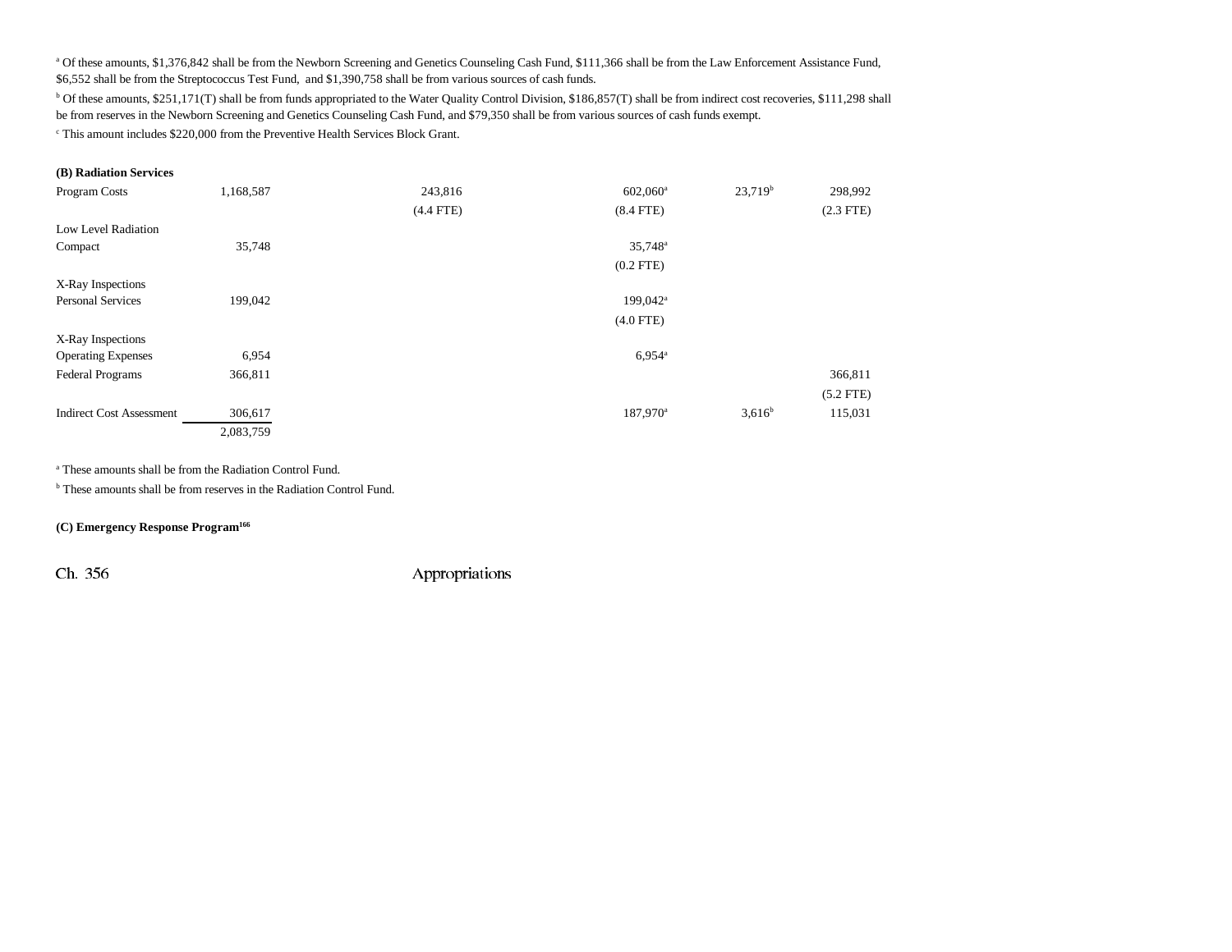[a] Of these amounts, $1,376,842 shall be from the Newborn Screening and Genetics Counseling Cash Fund, $111,366 shall be from the Law Enforcement Assistance Fund, $6,552 shall be from the Streptococcus Test Fund, and $1,390,758 shall be from various sources of cash funds.

[b] Of these amounts, $251,171(T) shall be from funds appropriated to the Water Quality Control Division, $186,857(T) shall be from indirect cost recoveries, $111,298 shall be from reserves in the Newborn Screening and Genetics Counseling Cash Fund, and $79,350 shall be from various sources of cash funds exempt.

[c] This amount includes $220,000 from the Preventive Health Services Block Grant.

**(B) Radiation Services**

| | | | | | | |
|---|---|---|---|---|---|---|
| Program Costs | 1,168,587 | | 243,816 (4.4 FTE) | 602,060[a] (8.4 FTE) | 23,719[b] | 298,992 (2.3 FTE) |
| Low Level Radiation Compact | 35,748 | | | 35,748[a] (0.2 FTE) | | |
| X-Ray Inspections Personal Services | 199,042 | | | 199,042[a] (4.0 FTE) | | |
| X-Ray Inspections Operating Expenses | 6,954 | | | 6,954[a] | | |
| Federal Programs | 366,811 | | | | | 366,811 (5.2 FTE) |
| Indirect Cost Assessment | 306,617 | | | 187,970[a] | 3,616[b] | 115,031 |
| | 2,083,759 | | | | | |

[a] These amounts shall be from the Radiation Control Fund.

[b] These amounts shall be from reserves in the Radiation Control Fund.

**(C) Emergency Response Program[166]**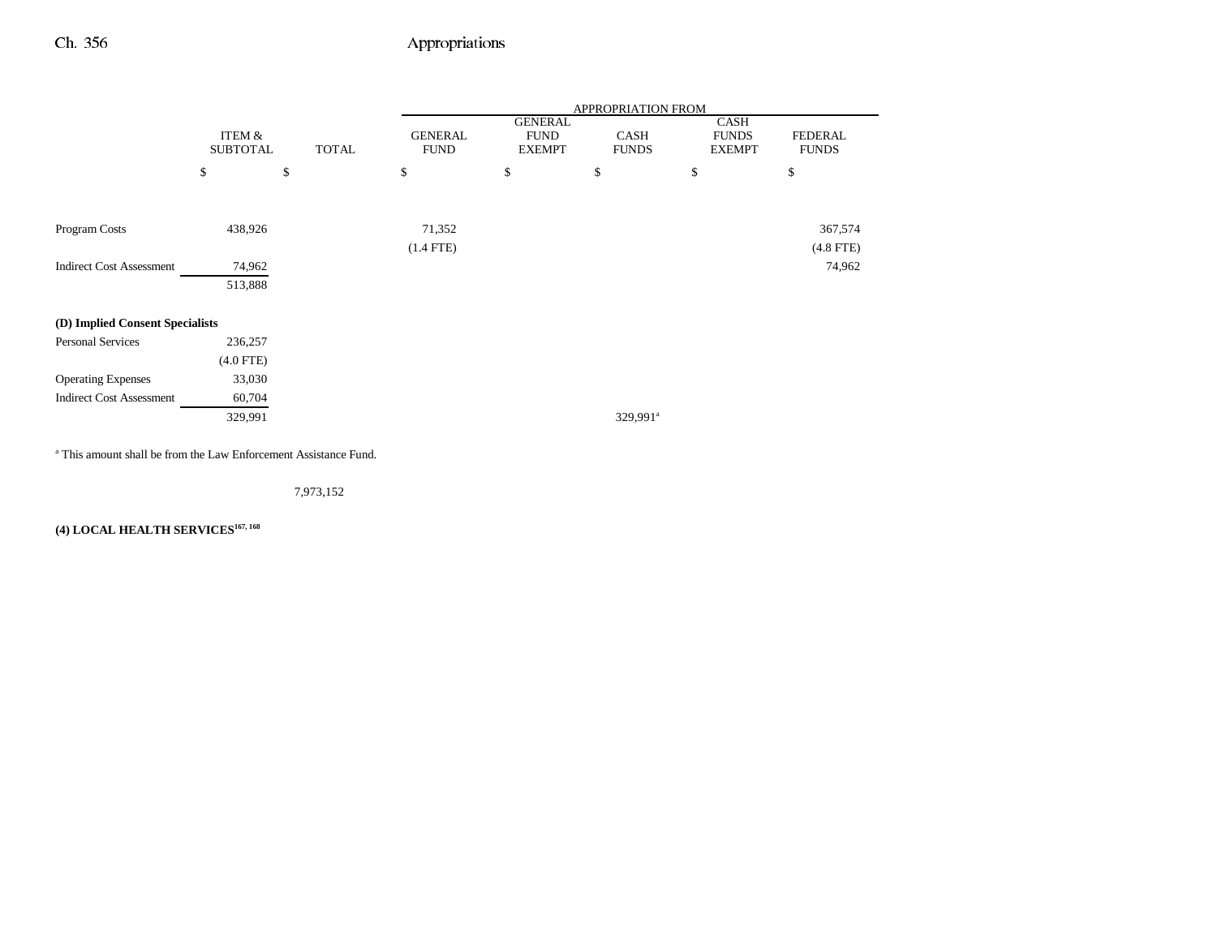| | ITEM & SUBTOTAL | TOTAL | APPROPRIATION FROM GENERAL FUND | GENERAL FUND EXEMPT | CASH FUNDS | CASH FUNDS EXEMPT | FEDERAL FUNDS |
|---|---|---|---|---|---|---|---|
| | $ | $ | $ | $ | $ | $ | $ |
| Program Costs | 438,926 | | 71,352 | | | | 367,574 |
| | | | (1.4 FTE) | | | | (4.8 FTE) |
| Indirect Cost Assessment | 74,962 | | | | | | 74,962 |
| | 513,888 | | | | | | |
| **(D) Implied Consent Specialists** | | | | | | | |
| Personal Services | 236,257 | | | | | | |
| | (4.0 FTE) | | | | | | |
| Operating Expenses | 33,030 | | | | | | |
| Indirect Cost Assessment | 60,704 | | | | | | |
| | 329,991 | | | | 329,991[a] | | |

[a] This amount shall be from the Law Enforcement Assistance Fund.

| | | TOTAL |
|---|---|---|
| | | 7,973,152 |

**(4) LOCAL HEALTH SERVICES[167, 168]**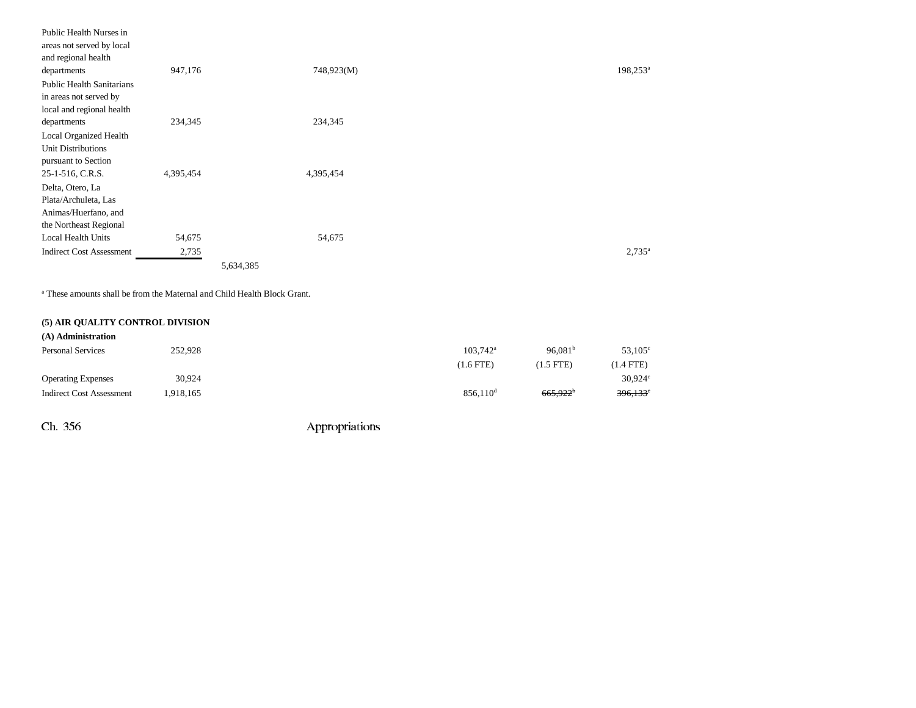| | | | | | | |
|---|---|---|---|---|---|---|
| Public Health Nurses in areas not served by local and regional health departments | 947,176 | | 748,923(M) | | | 198,253[a] |
| Public Health Sanitarians in areas not served by local and regional health departments | 234,345 | | 234,345 | | | |
| Local Organized Health Unit Distributions pursuant to Section 25-1-516, C.R.S. | 4,395,454 | | 4,395,454 | | | |
| Delta, Otero, La Plata/Archuleta, Las Animas/Huerfano, and the Northeast Regional Local Health Units | 54,675 | | 54,675 | | | |
| Indirect Cost Assessment | 2,735 | | | | | 2,735[a] |
| | | 5,634,385 | | | | |

[a] These amounts shall be from the Maternal and Child Health Block Grant.

**(5) AIR QUALITY CONTROL DIVISION**

**(A) Administration**

| | | | | | | |
|---|---|---|---|---|---|---|
| Personal Services | 252,928 | | | 103,742[a] | 96,081[b] | 53,105[c] |
| | | | | (1.6 FTE) | (1.5 FTE) | (1.4 FTE) |
| Operating Expenses | 30,924 | | | | | 30,924[c] |
| Indirect Cost Assessment | 1,918,165 | | | 856,110[d] | ~~665,922[b]~~ | ~~396,133[c]~~ |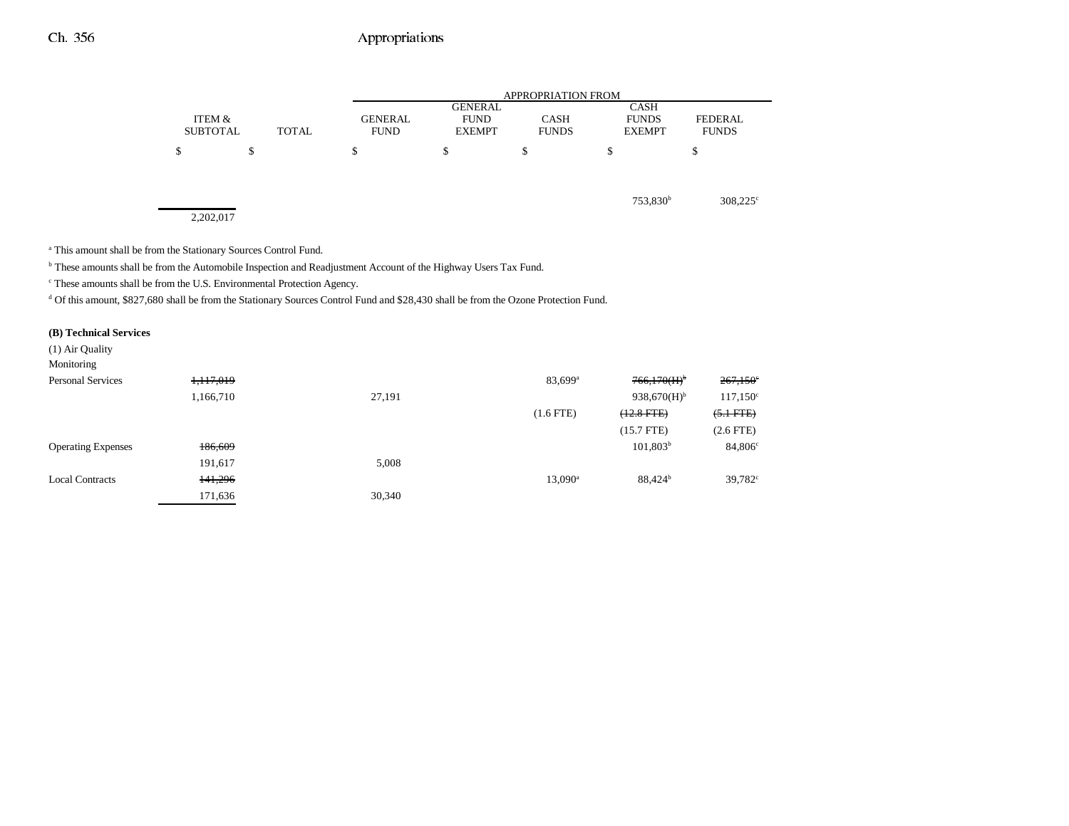| | ITEM & SUBTOTAL | TOTAL | GENERAL FUND | GENERAL FUND EXEMPT | CASH FUNDS | CASH FUNDS EXEMPT | FEDERAL FUNDS |
|---|---|---|---|---|---|---|---|
| | | | APPROPRIATION FROM | | | | |
| | $ | $ | $ | $ | $ | $ | $ |
| | | | | | | 753,830[b] | 308,225[c] |
| | 2,202,017 | | | | | | |

[a] This amount shall be from the Stationary Sources Control Fund.

[b] These amounts shall be from the Automobile Inspection and Readjustment Account of the Highway Users Tax Fund.

[c] These amounts shall be from the U.S. Environmental Protection Agency.

[d] Of this amount, $827,680 shall be from the Stationary Sources Control Fund and $28,430 shall be from the Ozone Protection Fund.

**(B) Technical Services**

| | ITEM & SUBTOTAL | TOTAL | GENERAL FUND | GENERAL FUND EXEMPT | CASH FUNDS | CASH FUNDS EXEMPT | FEDERAL FUNDS |
|---|---|---|---|---|---|---|---|
| (1) Air Quality Monitoring | | | | | | | |
| Personal Services | ~~1,117,019~~ | | | | 83,699[a] | ~~766,170(H)[b]~~ | ~~267,150[c]~~ |
| | 1,166,710 | | 27,191 | | | 938,670(H)[b] | 117,150[c] |
| | | | | | (1.6 FTE) | ~~(12.8 FTE)~~ | ~~(5.1 FTE)~~ |
| | | | | | | (15.7 FTE) | (2.6 FTE) |
| Operating Expenses | ~~186,609~~ | | | | | 101,803[b] | 84,806[c] |
| | 191,617 | | 5,008 | | | | |
| Local Contracts | ~~141,296~~ | | | | 13,090[a] | 88,424[b] | 39,782[c] |
| | 171,636 | | 30,340 | | | | |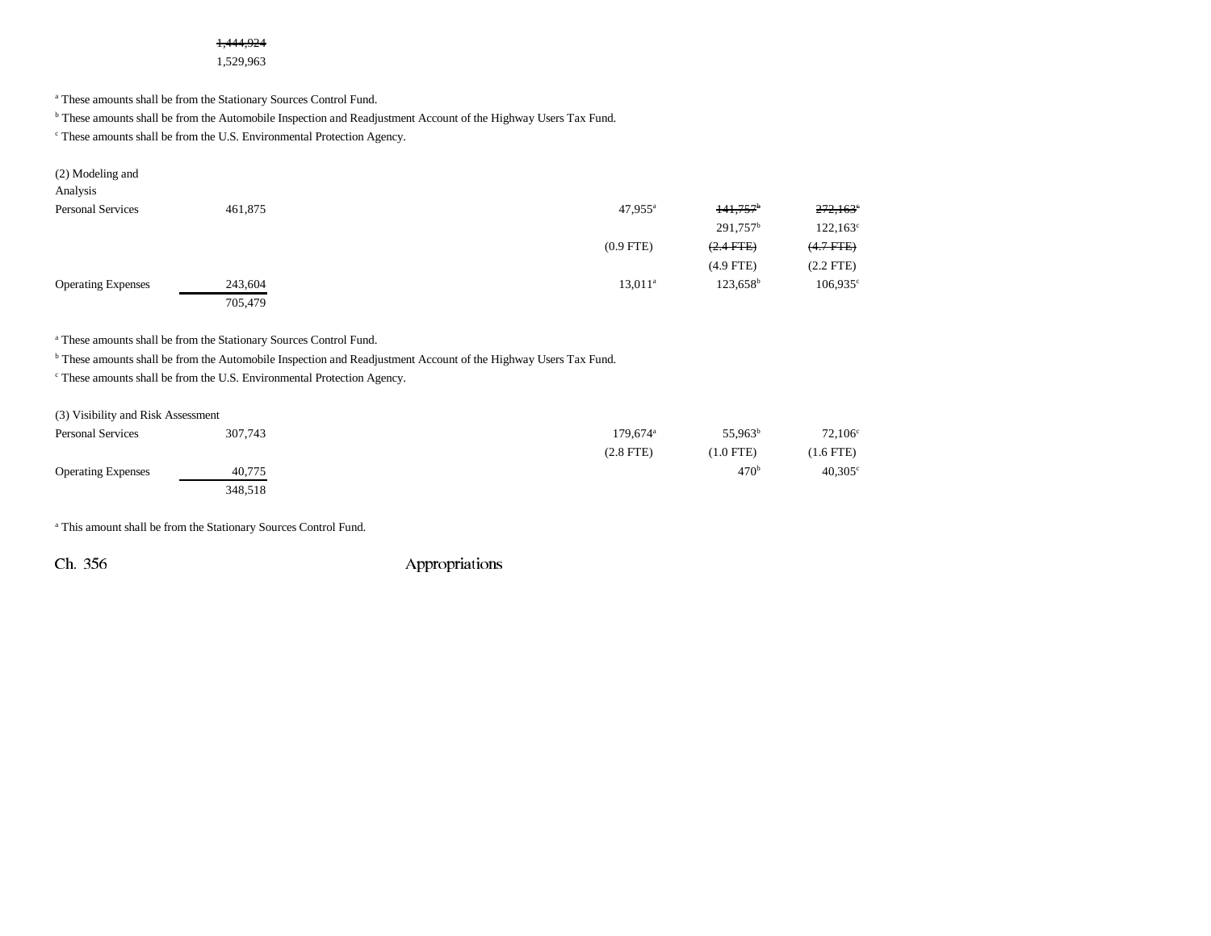| | | | | | |
|---|---|---|---|---|---|
| | ~~1,444,924~~ | | | | |
| | 1,529,963 | | | | |

[a] These amounts shall be from the Stationary Sources Control Fund.

[b] These amounts shall be from the Automobile Inspection and Readjustment Account of the Highway Users Tax Fund.

[c] These amounts shall be from the U.S. Environmental Protection Agency.

| | | | | | |
|---|---|---|---|---|---|
| (2) Modeling and Analysis | | | | | |
| Personal Services | 461,875 | | 47,955[a] | ~~141,757~~[b] | ~~272,163~~[c] |
| | | | | 291,757[b] | 122,163[c] |
| | | | (0.9 FTE) | ~~(2.4 FTE)~~ | ~~(4.7 FTE)~~ |
| | | | | (4.9 FTE) | (2.2 FTE) |
| Operating Expenses | 243,604 | | 13,011[a] | 123,658[b] | 106,935[c] |
| | 705,479 | | | | |

[a] These amounts shall be from the Stationary Sources Control Fund.

[b] These amounts shall be from the Automobile Inspection and Readjustment Account of the Highway Users Tax Fund.

[c] These amounts shall be from the U.S. Environmental Protection Agency.

| | | | | | |
|---|---|---|---|---|---|
| (3) Visibility and Risk Assessment | | | | | |
| Personal Services | 307,743 | | 179,674[a] | 55,963[b] | 72,106[c] |
| | | | (2.8 FTE) | (1.0 FTE) | (1.6 FTE) |
| Operating Expenses | 40,775 | | | 470[b] | 40,305[c] |
| | 348,518 | | | | |

[a] This amount shall be from the Stationary Sources Control Fund.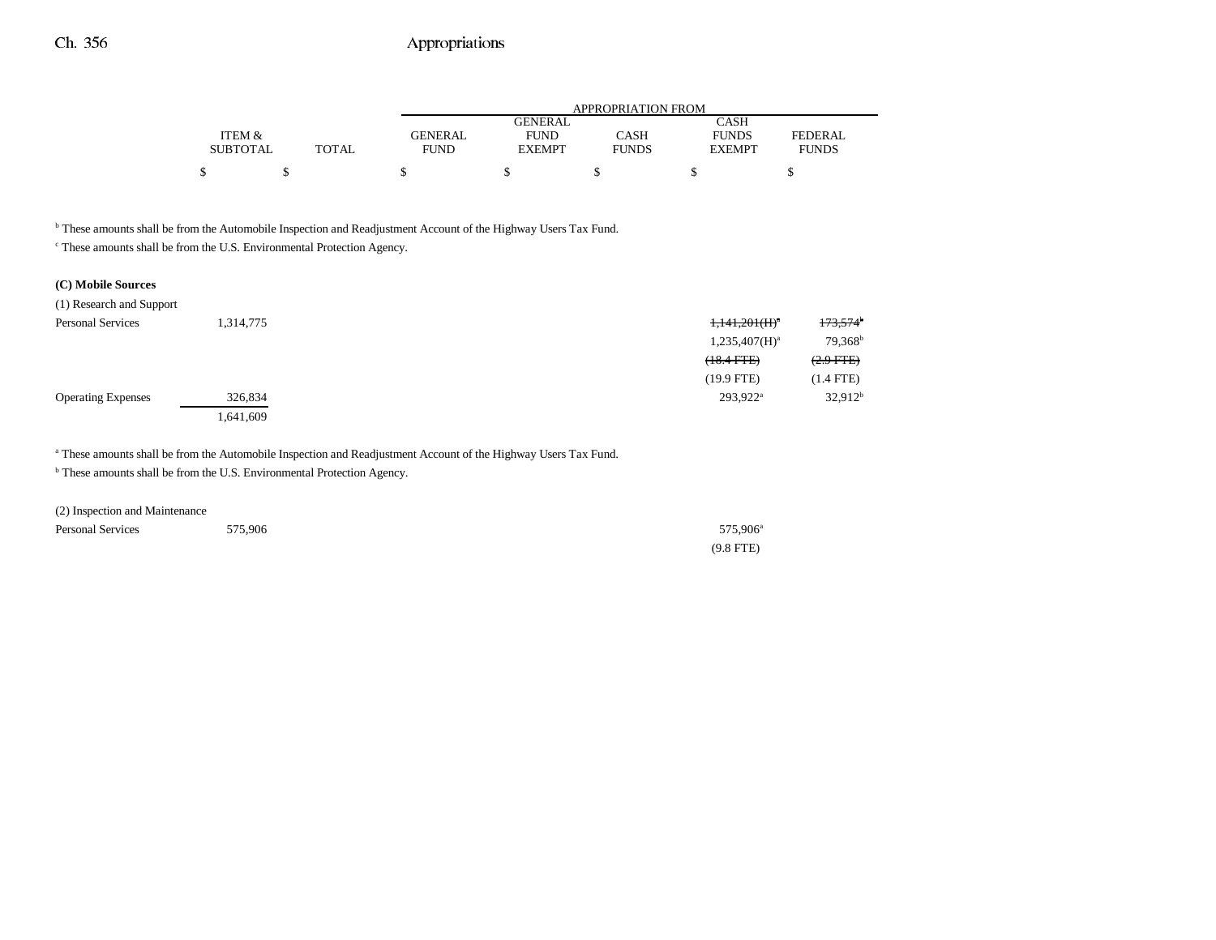| | ITEM & SUBTOTAL | TOTAL | GENERAL FUND | GENERAL FUND EXEMPT | CASH FUNDS | CASH FUNDS EXEMPT | FEDERAL FUNDS |
|---|---|---|---|---|---|---|---|
| | $ | $ | $ | $ | $ | $ | $ |

[b] These amounts shall be from the Automobile Inspection and Readjustment Account of the Highway Users Tax Fund.
[c] These amounts shall be from the U.S. Environmental Protection Agency.

**(C) Mobile Sources**

| | ITEM & SUBTOTAL | TOTAL | GENERAL FUND | GENERAL FUND EXEMPT | CASH FUNDS | CASH FUNDS EXEMPT | FEDERAL FUNDS |
|---|---|---|---|---|---|---|---|
| (1) Research and Support | | | | | | | |
| Personal Services | 1,314,775 | | | | | ~~1,141,201(H)[a]~~ | ~~173,574[b]~~ |
| | | | | | | 1,235,407(H)[a] | 79,368[b] |
| | | | | | | ~~(18.4 FTE)~~ | ~~(2.9 FTE)~~ |
| | | | | | | (19.9 FTE) | (1.4 FTE) |
| Operating Expenses | 326,834 | | | | | 293,922[a] | 32,912[b] |
| | 1,641,609 | | | | | | |

[a] These amounts shall be from the Automobile Inspection and Readjustment Account of the Highway Users Tax Fund.
[b] These amounts shall be from the U.S. Environmental Protection Agency.

| | ITEM & SUBTOTAL | TOTAL | GENERAL FUND | GENERAL FUND EXEMPT | CASH FUNDS | CASH FUNDS EXEMPT | FEDERAL FUNDS |
|---|---|---|---|---|---|---|---|
| (2) Inspection and Maintenance | | | | | | | |
| Personal Services | 575,906 | | | | | 575,906[a] | |
| | | | | | | (9.8 FTE) | |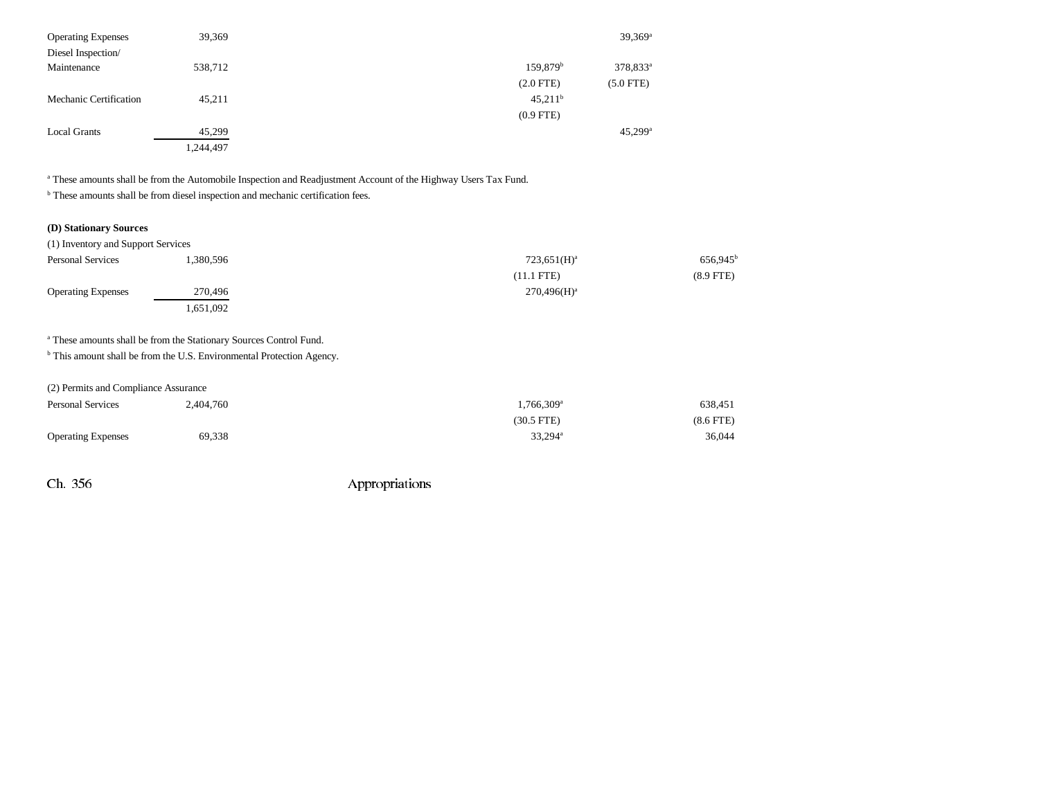| | | | | | | |
|---|---|---|---|---|---|---|
| Operating Expenses | 39,369 | | | | 39,369[a] | |
| Diesel Inspection/ Maintenance | 538,712 | | | 159,879[b] (2.0 FTE) | 378,833[a] (5.0 FTE) | |
| Mechanic Certification | 45,211 | | | 45,211[b] (0.9 FTE) | | |
| Local Grants | 45,299 | | | | 45,299[a] | |
| | 1,244,497 | | | | | |

[a] These amounts shall be from the Automobile Inspection and Readjustment Account of the Highway Users Tax Fund.

[b] These amounts shall be from diesel inspection and mechanic certification fees.

**(D) Stationary Sources**

(1) Inventory and Support Services

| | | | | | | |
|---|---|---|---|---|---|---|
| Personal Services | 1,380,596 | | | 723,651(H)[a] (11.1 FTE) | | 656,945[b] (8.9 FTE) |
| Operating Expenses | 270,496 | | | 270,496(H)[a] | | |
| | 1,651,092 | | | | | |

[a] These amounts shall be from the Stationary Sources Control Fund.

[b] This amount shall be from the U.S. Environmental Protection Agency.

(2) Permits and Compliance Assurance

| | | | | | | |
|---|---|---|---|---|---|---|
| Personal Services | 2,404,760 | | | 1,766,309[a] (30.5 FTE) | | 638,451 (8.6 FTE) |
| Operating Expenses | 69,338 | | | 33,294[a] | | 36,044 |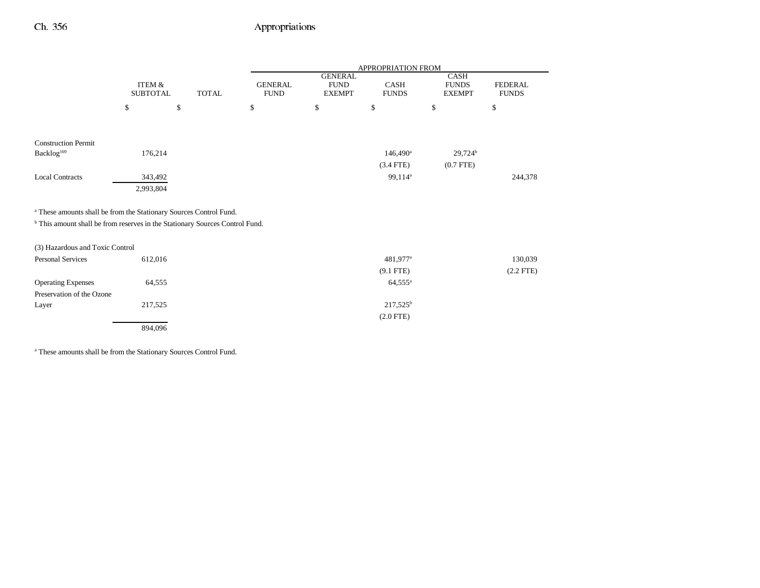| | ITEM & SUBTOTAL | TOTAL | APPROPRIATION FROM GENERAL FUND | GENERAL FUND EXEMPT | CASH FUNDS | CASH FUNDS EXEMPT | FEDERAL FUNDS |
|---|---|---|---|---|---|---|---|
| | $ | $ | $ | $ | $ | $ | $ |
| Construction Permit Backlog[169] | 176,214 | | | | 146,490[a] | 29,724[b] | |
| | | | | | (3.4 FTE) | (0.7 FTE) | |
| Local Contracts | 343,492 | | | | 99,114[a] | | 244,378 |
| | 2,993,804 | | | | | | |

[a] These amounts shall be from the Stationary Sources Control Fund.

[b] This amount shall be from reserves in the Stationary Sources Control Fund.

| | ITEM & SUBTOTAL | TOTAL | GENERAL FUND | GENERAL FUND EXEMPT | CASH FUNDS | CASH FUNDS EXEMPT | FEDERAL FUNDS |
|---|---|---|---|---|---|---|---|
| (3) Hazardous and Toxic Control | | | | | | | |
| Personal Services | 612,016 | | | | 481,977[a] | | 130,039 |
| | | | | | (9.1 FTE) | | (2.2 FTE) |
| Operating Expenses | 64,555 | | | | 64,555[a] | | |
| Preservation of the Ozone Layer | 217,525 | | | | 217,525[b] | | |
| | | | | | (2.0 FTE) | | |
| | 894,096 | | | | | | |

[a] These amounts shall be from the Stationary Sources Control Fund.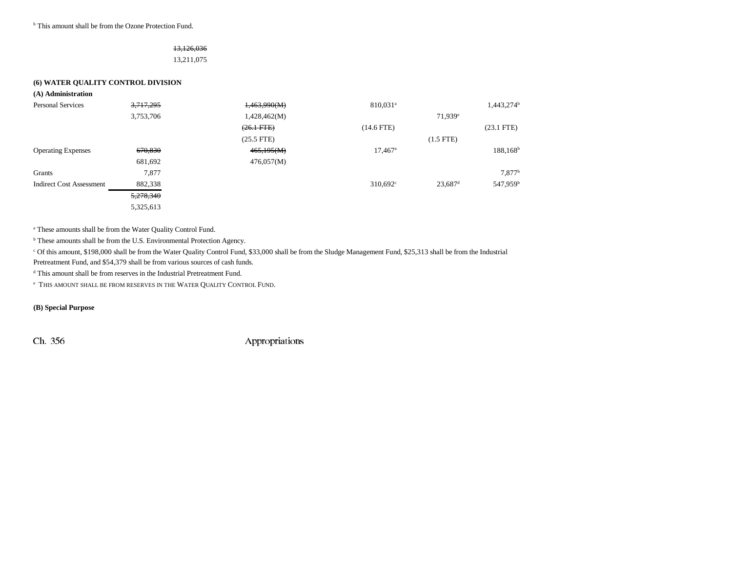[b] This amount shall be from the Ozone Protection Fund.

| | | | | | |
|---|---|---|---|---|---|
| | ~~13,126,036~~ | | | | |
| | 13,211,075 | | | | |

**(6) WATER QUALITY CONTROL DIVISION**

**(A) Administration**

| | | | | | |
|---|---|---|---|---|---|
| Personal Services | ~~3,717,295~~ | ~~1,463,990(M)~~ | 810,031[a] | | 1,443,274[b] |
| | 3,753,706 | 1,428,462(M) | | 71,939[e] | |
| | | ~~(26.1 FTE)~~ | (14.6 FTE) | | (23.1 FTE) |
| | | (25.5 FTE) | | (1.5 FTE) | |
| Operating Expenses | ~~670,830~~ | ~~465,195(M)~~ | 17,467[a] | | 188,168[b] |
| | 681,692 | 476,057(M) | | | |
| Grants | 7,877 | | | | 7,877[b] |
| Indirect Cost Assessment | 882,338 | | 310,692[c] | 23,687[d] | 547,959[b] |
| | ~~5,278,340~~ | | | | |
| | 5,325,613 | | | | |

[a] These amounts shall be from the Water Quality Control Fund.

[b] These amounts shall be from the U.S. Environmental Protection Agency.

[c] Of this amount, $198,000 shall be from the Water Quality Control Fund, $33,000 shall be from the Sludge Management Fund, $25,313 shall be from the Industrial Pretreatment Fund, and $54,379 shall be from various sources of cash funds.

[d] This amount shall be from reserves in the Industrial Pretreatment Fund.

[e] THIS AMOUNT SHALL BE FROM RESERVES IN THE WATER QUALITY CONTROL FUND.

**(B) Special Purpose**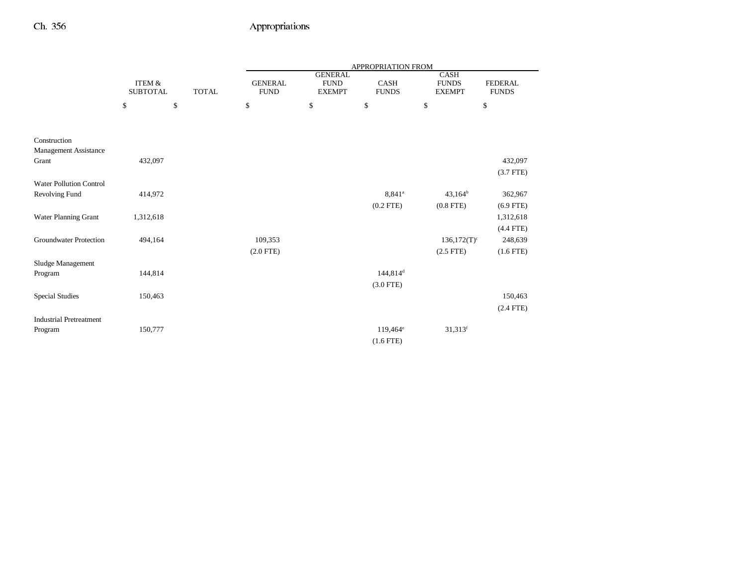| | ITEM & SUBTOTAL | TOTAL | APPROPRIATION FROM GENERAL FUND | GENERAL FUND EXEMPT | CASH FUNDS | CASH FUNDS EXEMPT | FEDERAL FUNDS |
|---|---|---|---|---|---|---|---|
| | $ | $ | $ | $ | $ | $ | $ |
| Construction Management Assistance Grant | 432,097 | | | | | | 432,097 (3.7 FTE) |
| Water Pollution Control Revolving Fund | 414,972 | | | | 8,841[a] (0.2 FTE) | 43,164[b] (0.8 FTE) | 362,967 (6.9 FTE) |
| Water Planning Grant | 1,312,618 | | | | | | 1,312,618 (4.4 FTE) |
| Groundwater Protection | 494,164 | | 109,353 (2.0 FTE) | | | 136,172(T)[c] (2.5 FTE) | 248,639 (1.6 FTE) |
| Sludge Management Program | 144,814 | | | | 144,814[d] (3.0 FTE) | | |
| Special Studies | 150,463 | | | | | | 150,463 (2.4 FTE) |
| Industrial Pretreatment Program | 150,777 | | | | 119,464[e] (1.6 FTE) | 31,313[f] | |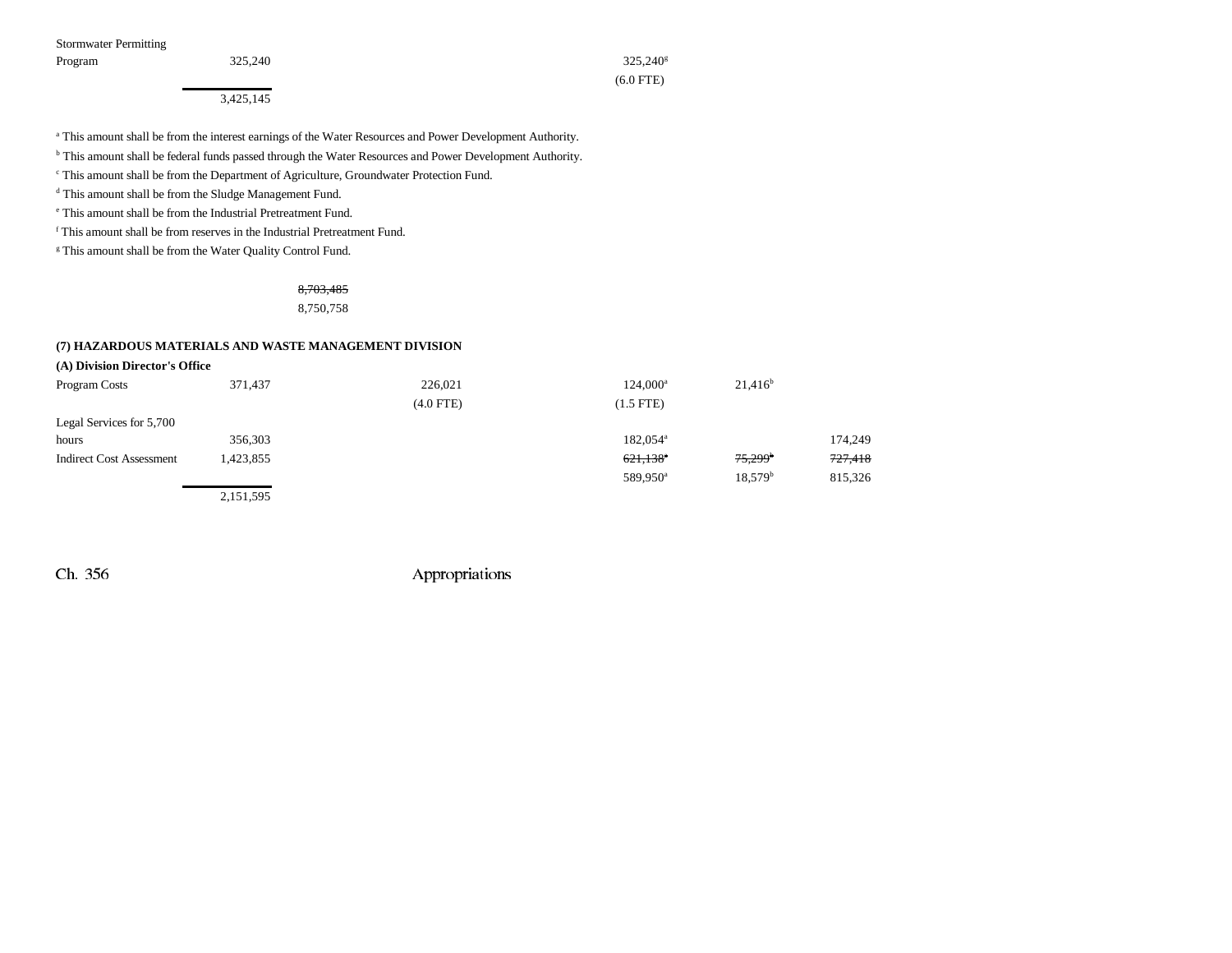| | | | | | |
|---|---|---|---|---|---|
| Stormwater Permitting Program | 325,240 | | 325,240[g] (6.0 FTE) | | |
| | 3,425,145 | | | | |

[a] This amount shall be from the interest earnings of the Water Resources and Power Development Authority.

[b] This amount shall be federal funds passed through the Water Resources and Power Development Authority.

[c] This amount shall be from the Department of Agriculture, Groundwater Protection Fund.

[d] This amount shall be from the Sludge Management Fund.

[e] This amount shall be from the Industrial Pretreatment Fund.

[f] This amount shall be from reserves in the Industrial Pretreatment Fund.

[g] This amount shall be from the Water Quality Control Fund.

~~8,703,485~~
8,750,758

**(7) HAZARDOUS MATERIALS AND WASTE MANAGEMENT DIVISION**

**(A) Division Director's Office**

| | | | | | |
|---|---|---|---|---|---|
| Program Costs | 371,437 | 226,021 (4.0 FTE) | 124,000[a] (1.5 FTE) | 21,416[b] | |
| Legal Services for 5,700 hours | 356,303 | | 182,054[a] | | 174,249 |
| Indirect Cost Assessment | 1,423,855 | | ~~621,138[a]~~ 589,950[a] | ~~75,299[b]~~ 18,579[b] | ~~727,418~~ 815,326 |
| | 2,151,595 | | | | |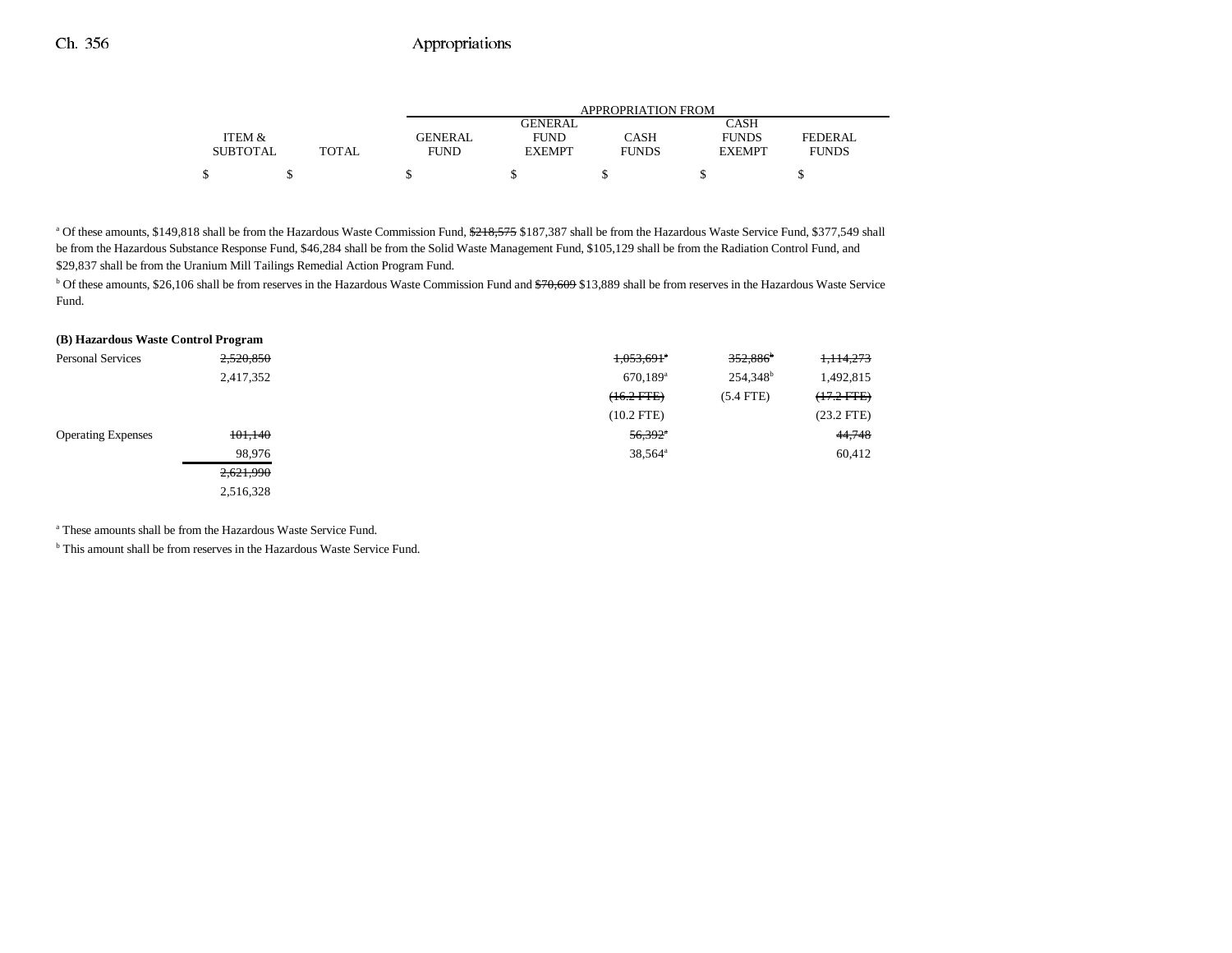| | ITEM & SUBTOTAL | TOTAL | GENERAL FUND | GENERAL FUND EXEMPT | CASH FUNDS | CASH FUNDS EXEMPT | FEDERAL FUNDS |
|---|---|---|---|---|---|---|---|
| | $ | $ | $ | $ | $ | $ | $ |

[a] Of these amounts, $149,818 shall be from the Hazardous Waste Commission Fund, ~~$218,575~~ $187,387 shall be from the Hazardous Waste Service Fund, $377,549 shall be from the Hazardous Substance Response Fund, $46,284 shall be from the Solid Waste Management Fund, $105,129 shall be from the Radiation Control Fund, and $29,837 shall be from the Uranium Mill Tailings Remedial Action Program Fund.

[b] Of these amounts, $26,106 shall be from reserves in the Hazardous Waste Commission Fund and ~~$70,609~~ $13,889 shall be from reserves in the Hazardous Waste Service Fund.

**(B) Hazardous Waste Control Program**

| | ITEM & SUBTOTAL | TOTAL | GENERAL FUND | GENERAL FUND EXEMPT | CASH FUNDS | CASH FUNDS EXEMPT | FEDERAL FUNDS |
|---|---|---|---|---|---|---|---|
| Personal Services | ~~2,520,850~~ | | | | ~~1,053,691[a]~~ | ~~352,886[b]~~ | ~~1,114,273~~ |
| | 2,417,352 | | | | 670,189[a] | 254,348[b] | 1,492,815 |
| | | | | | ~~(16.2 FTE)~~ | (5.4 FTE) | ~~(17.2 FTE)~~ |
| | | | | | (10.2 FTE) | | (23.2 FTE) |
| Operating Expenses | ~~101,140~~ | | | | ~~56,392[a]~~ | | ~~44,748~~ |
| | 98,976 | | | | 38,564[a] | | 60,412 |
| | ~~2,621,990~~ | | | | | | |
| | 2,516,328 | | | | | | |

[a] These amounts shall be from the Hazardous Waste Service Fund.

[b] This amount shall be from reserves in the Hazardous Waste Service Fund.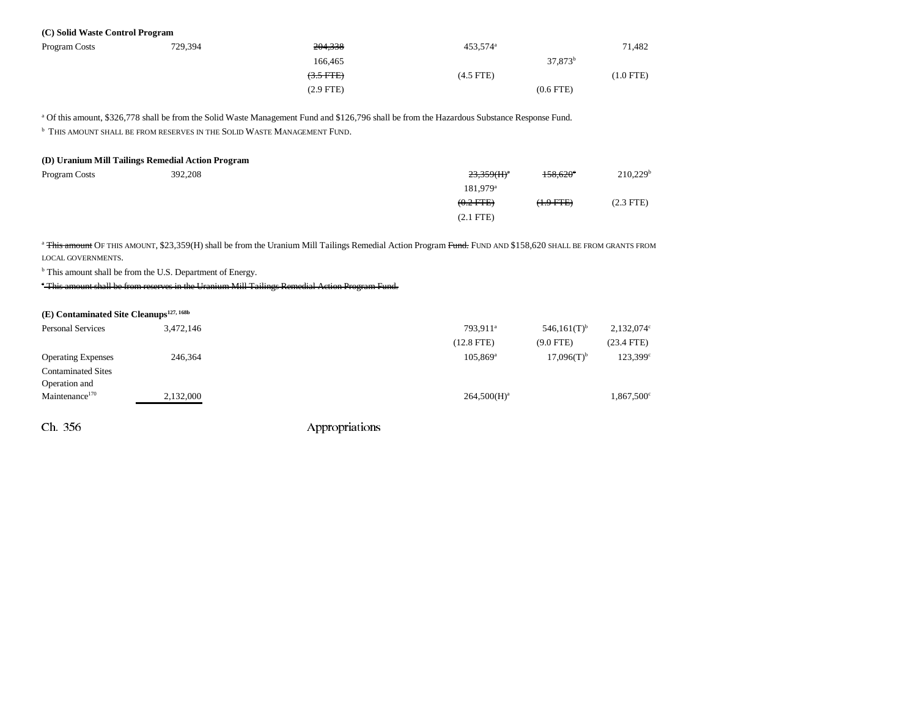**(C) Solid Waste Control Program**

| | | | | | |
|---|---|---|---|---|---|
| Program Costs | 729,394 | ~~204,338~~ | 453,574[a] | | 71,482 |
| | | 166,465 | | 37,873[b] | |
| | | ~~(3.5 FTE)~~ | (4.5 FTE) | | (1.0 FTE) |
| | | (2.9 FTE) | | (0.6 FTE) | |

[a] Of this amount, $326,778 shall be from the Solid Waste Management Fund and $126,796 shall be from the Hazardous Substance Response Fund.

[b] THIS AMOUNT SHALL BE FROM RESERVES IN THE SOLID WASTE MANAGEMENT FUND.

**(D) Uranium Mill Tailings Remedial Action Program**

| | | | | | |
|---|---|---|---|---|---|
| Program Costs | 392,208 | | ~~23,359(H)[a]~~ | ~~158,620[c]~~ | 210,229[b] |
| | | | 181,979[a] | | |
| | | | ~~(0.2 FTE)~~ | ~~(1.9 FTE)~~ | (2.3 FTE) |
| | | | (2.1 FTE) | | |

[a] ~~This amount~~ OF THIS AMOUNT, $23,359(H) shall be from the Uranium Mill Tailings Remedial Action Program ~~Fund.~~ FUND AND $158,620 SHALL BE FROM GRANTS FROM LOCAL GOVERNMENTS.

[b] This amount shall be from the U.S. Department of Energy.

~~[c] This amount shall be from reserves in the Uranium Mill Tailings Remedial Action Program Fund.~~

**(E) Contaminated Site Cleanups[127, 168b]**

| | | | | | |
|---|---|---|---|---|---|
| Personal Services | 3,472,146 | | 793,911[a] | 546,161(T)[b] | 2,132,074[c] |
| | | | (12.8 FTE) | (9.0 FTE) | (23.4 FTE) |
| Operating Expenses | 246,364 | | 105,869[a] | 17,096(T)[b] | 123,399[c] |
| Contaminated Sites Operation and Maintenance[170] | 2,132,000 | | 264,500(H)[a] | | 1,867,500[c] |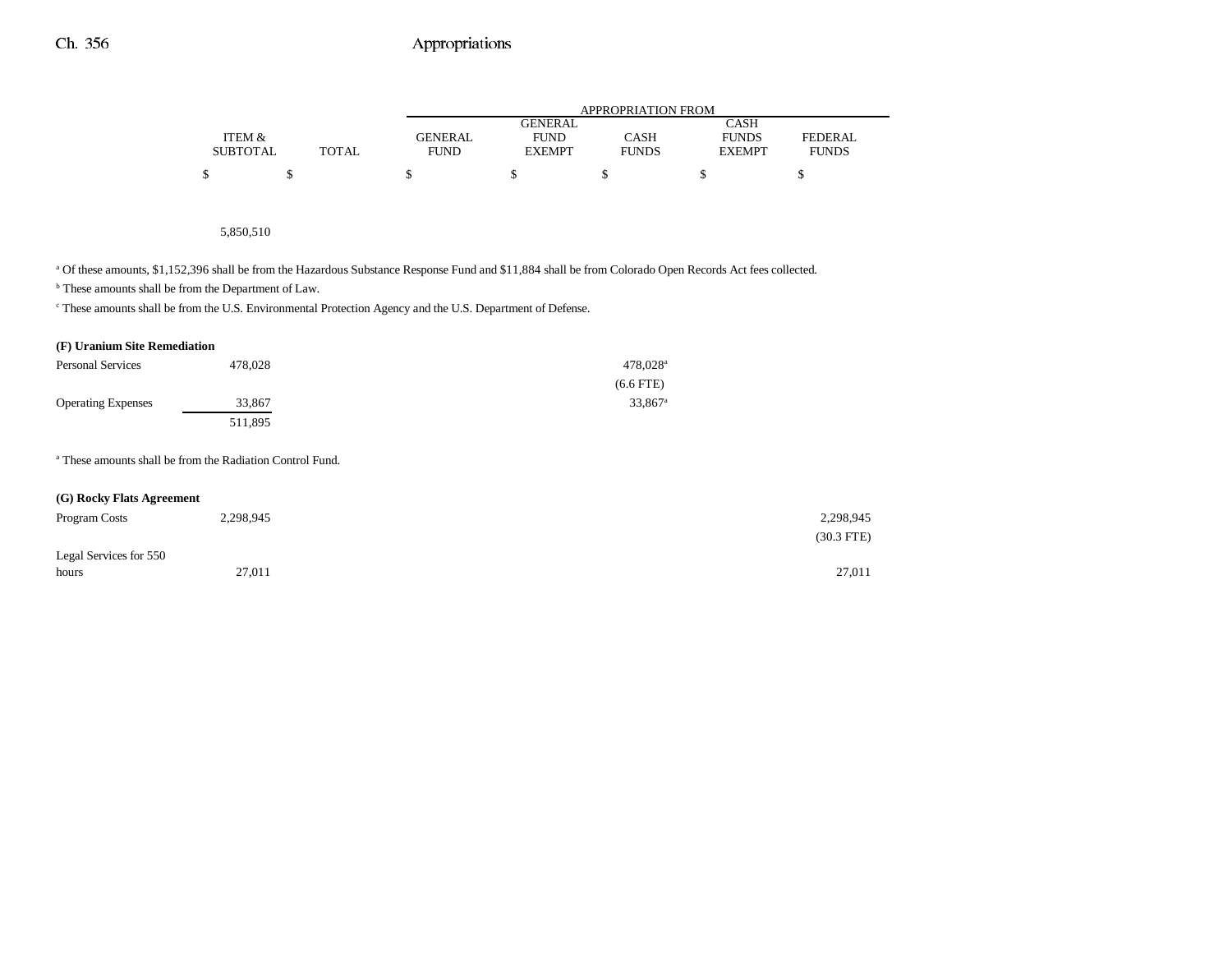| | ITEM & SUBTOTAL | TOTAL | GENERAL FUND | GENERAL FUND EXEMPT | CASH FUNDS | CASH FUNDS EXEMPT | FEDERAL FUNDS |
|---|---|---|---|---|---|---|---|
| | $ | $ | $ | $ | $ | $ | $ |
| | 5,850,510 | | | | | | |

[a] Of these amounts, $1,152,396 shall be from the Hazardous Substance Response Fund and $11,884 shall be from Colorado Open Records Act fees collected.

[b] These amounts shall be from the Department of Law.

[c] These amounts shall be from the U.S. Environmental Protection Agency and the U.S. Department of Defense.

**(F) Uranium Site Remediation**

| | ITEM & SUBTOTAL | TOTAL | GENERAL FUND | GENERAL FUND EXEMPT | CASH FUNDS | CASH FUNDS EXEMPT | FEDERAL FUNDS |
|---|---|---|---|---|---|---|---|
| Personal Services | 478,028 | | | | 478,028[a] (6.6 FTE) | | |
| Operating Expenses | 33,867 | | | | 33,867[a] | | |
| | 511,895 | | | | | | |

[a] These amounts shall be from the Radiation Control Fund.

**(G) Rocky Flats Agreement**

| | ITEM & SUBTOTAL | TOTAL | GENERAL FUND | GENERAL FUND EXEMPT | CASH FUNDS | CASH FUNDS EXEMPT | FEDERAL FUNDS |
|---|---|---|---|---|---|---|---|
| Program Costs | 2,298,945 | | | | | | 2,298,945 (30.3 FTE) |
| Legal Services for 550 hours | 27,011 | | | | | | 27,011 |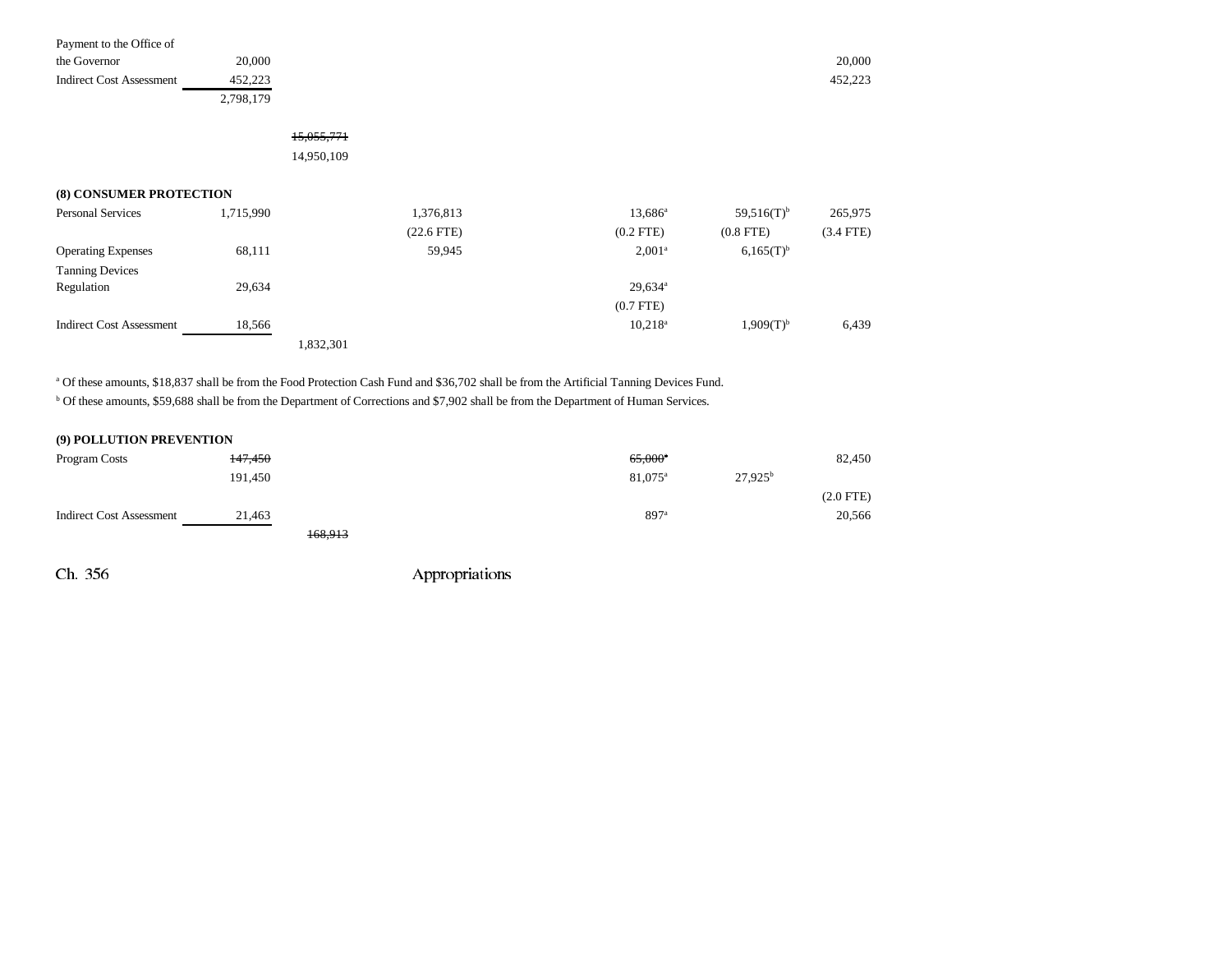| | | | | | | | |
|---|---|---|---|---|---|---|---|
| Payment to the Office of the Governor | 20,000 | | | | | | 20,000 |
| Indirect Cost Assessment | 452,223 | | | | | | 452,223 |
| | 2,798,179 | | | | | | |
| | | ~~15,055,771~~ | | | | | |
| | | 14,950,109 | | | | | |
| **(8) CONSUMER PROTECTION** | | | | | | | |
| Personal Services | 1,715,990 | | 1,376,813 | | 13,686[a] | 59,516(T)[b] | 265,975 |
| | | | (22.6 FTE) | | (0.2 FTE) | (0.8 FTE) | (3.4 FTE) |
| Operating Expenses | 68,111 | | 59,945 | | 2,001[a] | 6,165(T)[b] | |
| Tanning Devices Regulation | 29,634 | | | | 29,634[a] | | |
| | | | | | (0.7 FTE) | | |
| Indirect Cost Assessment | 18,566 | | | | 10,218[a] | 1,909(T)[b] | 6,439 |
| | | 1,832,301 | | | | | |

[a] Of these amounts, $18,837 shall be from the Food Protection Cash Fund and $36,702 shall be from the Artificial Tanning Devices Fund.

[b] Of these amounts, $59,688 shall be from the Department of Corrections and $7,902 shall be from the Department of Human Services.

| | | | | | | | |
|---|---|---|---|---|---|---|---|
| **(9) POLLUTION PREVENTION** | | | | | | | |
| Program Costs | ~~147,450~~ | | | | ~~65,000~~[a] | | 82,450 |
| | 191,450 | | | | 81,075[a] | 27,925[b] | |
| | | | | | | | (2.0 FTE) |
| Indirect Cost Assessment | 21,463 | | | | 897[a] | | 20,566 |
| | | ~~168,913~~ | | | | | |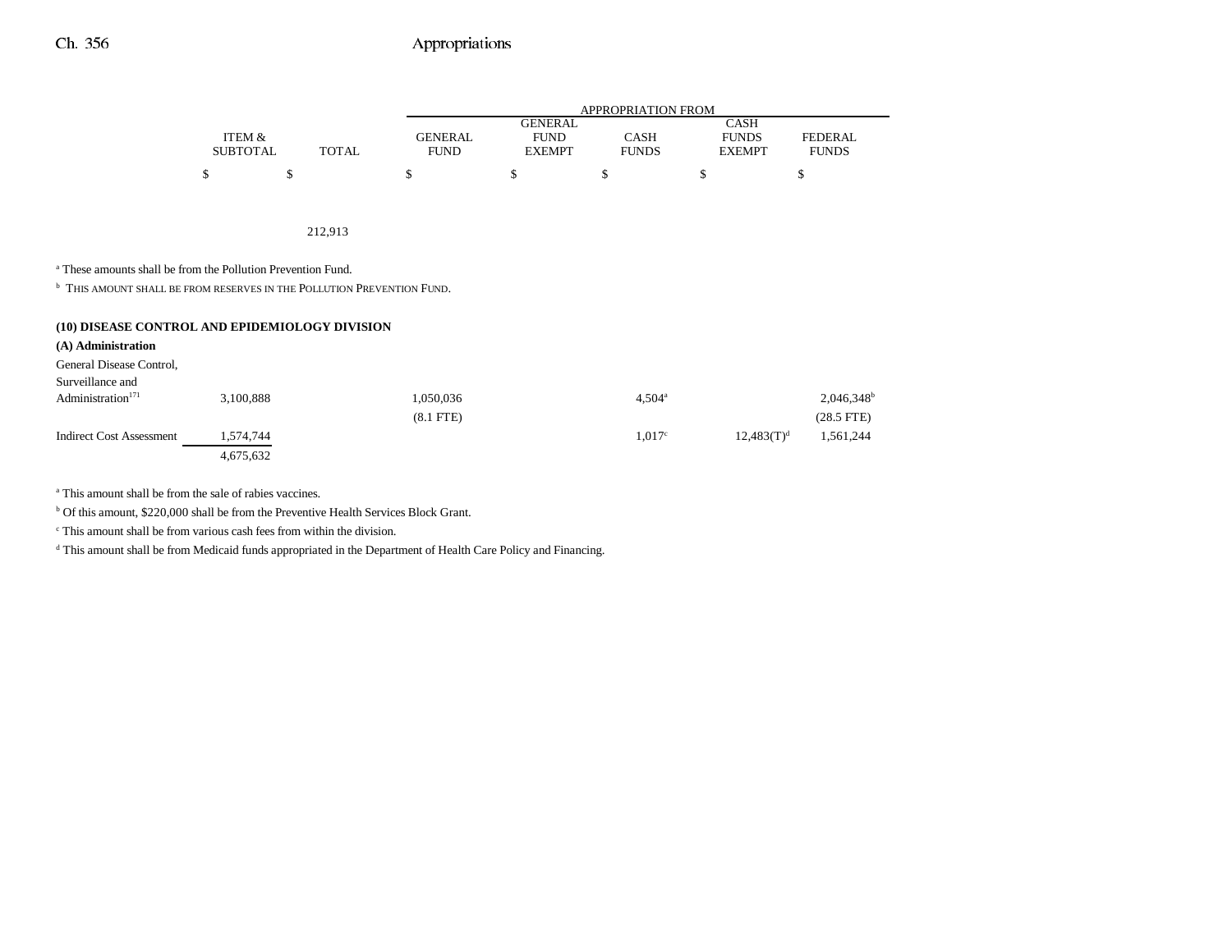| | ITEM & SUBTOTAL | TOTAL | APPROPRIATION FROM GENERAL FUND | GENERAL FUND EXEMPT | CASH FUNDS | CASH FUNDS EXEMPT | FEDERAL FUNDS |
|---|---|---|---|---|---|---|---|
| | $ | $ | $ | $ | $ | $ | $ |
| | | 212,913 | | | | | |

[a] These amounts shall be from the Pollution Prevention Fund.

[b] THIS AMOUNT SHALL BE FROM RESERVES IN THE POLLUTION PREVENTION FUND.

**(10) DISEASE CONTROL AND EPIDEMIOLOGY DIVISION**

**(A) Administration**

| | ITEM & SUBTOTAL | TOTAL | GENERAL FUND | GENERAL FUND EXEMPT | CASH FUNDS | CASH FUNDS EXEMPT | FEDERAL FUNDS |
|---|---|---|---|---|---|---|---|
| General Disease Control, Surveillance and Administration[171] | 3,100,888 | | 1,050,036 | | 4,504[a] | | 2,046,348[b] |
| | | | (8.1 FTE) | | | | (28.5 FTE) |
| Indirect Cost Assessment | 1,574,744 | | | | 1,017[c] | 12,483(T)[d] | 1,561,244 |
| | 4,675,632 | | | | | | |

[a] This amount shall be from the sale of rabies vaccines.

[b] Of this amount, $220,000 shall be from the Preventive Health Services Block Grant.

[c] This amount shall be from various cash fees from within the division.

[d] This amount shall be from Medicaid funds appropriated in the Department of Health Care Policy and Financing.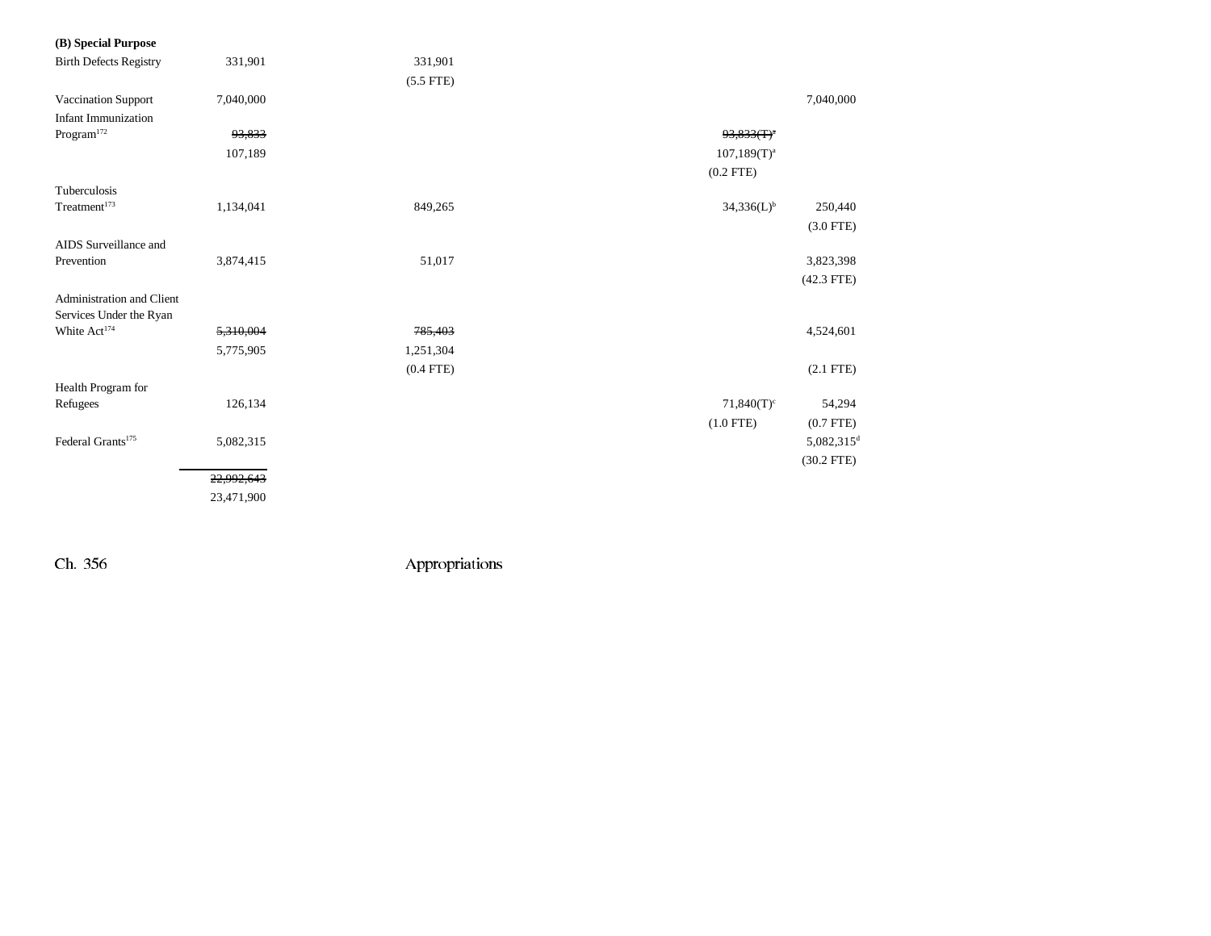**(B) Special Purpose**

| | | | | | |
|---|---|---|---|---|---|
| Birth Defects Registry | 331,901 | 331,901 | | | |
| | | (5.5 FTE) | | | |
| Vaccination Support | 7,040,000 | | | | 7,040,000 |
| Infant Immunization Program[172] | ~~93,833~~ | | | ~~93,833(T)[a]~~ | |
| | 107,189 | | | 107,189(T)[a] | |
| | | | | (0.2 FTE) | |
| Tuberculosis Treatment[173] | 1,134,041 | 849,265 | | 34,336(L)[b] | 250,440 |
| | | | | | (3.0 FTE) |
| AIDS Surveillance and Prevention | 3,874,415 | 51,017 | | | 3,823,398 |
| | | | | | (42.3 FTE) |
| Administration and Client Services Under the Ryan White Act[174] | ~~5,310,004~~ | ~~785,403~~ | | | 4,524,601 |
| | 5,775,905 | 1,251,304 | | | |
| | | (0.4 FTE) | | | (2.1 FTE) |
| Health Program for Refugees | 126,134 | | | 71,840(T)[c] | 54,294 |
| | | | | (1.0 FTE) | (0.7 FTE) |
| Federal Grants[175] | 5,082,315 | | | | 5,082,315[d] |
| | | | | | (30.2 FTE) |
| | ~~22,992,643~~ | | | | |
| | 23,471,900 | | | | |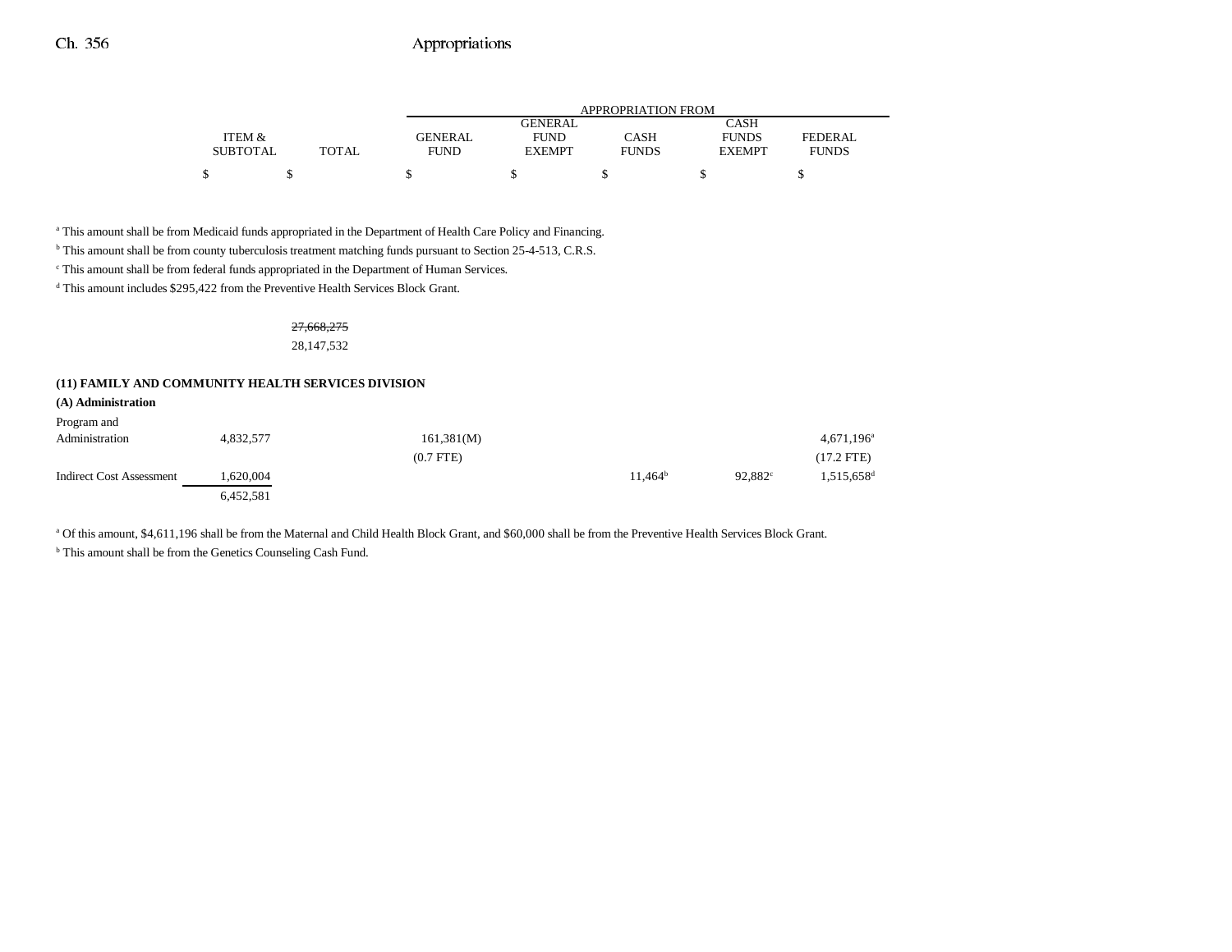| | ITEM & SUBTOTAL | TOTAL | GENERAL FUND | GENERAL FUND EXEMPT | CASH FUNDS | CASH FUNDS EXEMPT | FEDERAL FUNDS |
|---|---|---|---|---|---|---|---|
| | | | APPROPRIATION FROM | | | | |
| | $ | $ | $ | $ | $ | $ | $ |

[a] This amount shall be from Medicaid funds appropriated in the Department of Health Care Policy and Financing.

[b] This amount shall be from county tuberculosis treatment matching funds pursuant to Section 25-4-513, C.R.S.

[c] This amount shall be from federal funds appropriated in the Department of Human Services.

[d] This amount includes $295,422 from the Preventive Health Services Block Grant.

| | ITEM & SUBTOTAL | TOTAL | GENERAL FUND | GENERAL FUND EXEMPT | CASH FUNDS | CASH FUNDS EXEMPT | FEDERAL FUNDS |
|---|---|---|---|---|---|---|---|
| | | ~~27,668,275~~ 28,147,532 | | | | | |

**(11) FAMILY AND COMMUNITY HEALTH SERVICES DIVISION**

**(A) Administration**

| | ITEM & SUBTOTAL | TOTAL | GENERAL FUND | GENERAL FUND EXEMPT | CASH FUNDS | CASH FUNDS EXEMPT | FEDERAL FUNDS |
|---|---|---|---|---|---|---|---|
| Program and Administration | 4,832,577 | | 161,381(M) | | | | 4,671,196[a] |
| | | | (0.7 FTE) | | | | (17.2 FTE) |
| Indirect Cost Assessment | 1,620,004 | | | | 11,464[b] | 92,882[c] | 1,515,658[d] |
| | 6,452,581 | | | | | | |

[a] Of this amount, $4,611,196 shall be from the Maternal and Child Health Block Grant, and $60,000 shall be from the Preventive Health Services Block Grant.

[b] This amount shall be from the Genetics Counseling Cash Fund.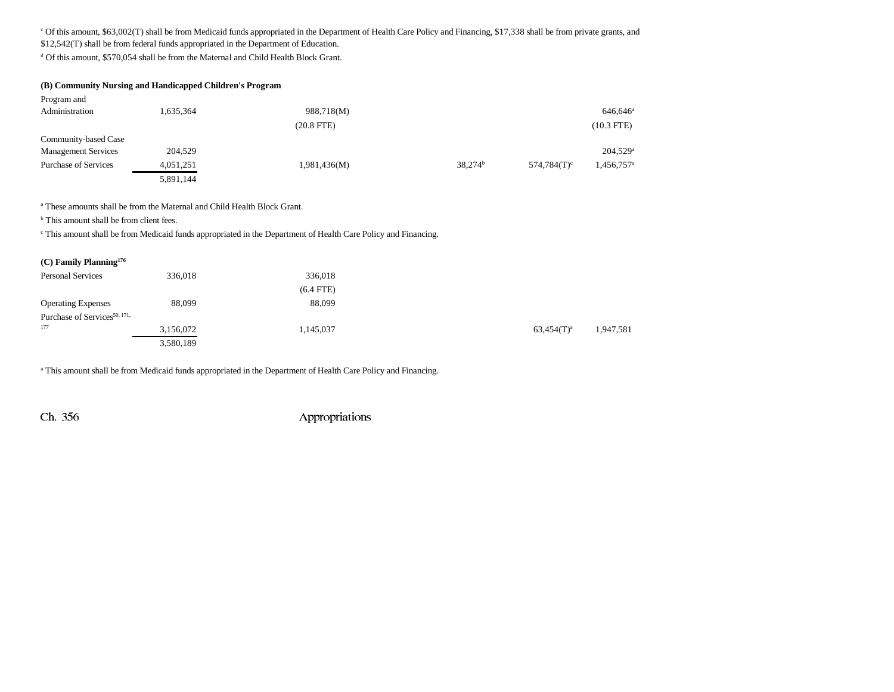[c] Of this amount, $63,002(T) shall be from Medicaid funds appropriated in the Department of Health Care Policy and Financing, $17,338 shall be from private grants, and $12,542(T) shall be from federal funds appropriated in the Department of Education.

[d] Of this amount, $570,054 shall be from the Maternal and Child Health Block Grant.

**(B) Community Nursing and Handicapped Children's Program**

| | Total | General Fund | | Cash Funds | Cash Funds Exempt | Federal Funds |
|---|---|---|---|---|---|---|
| Program and Administration | 1,635,364 | 988,718(M) | | | | 646,646[a] |
| | | (20.8 FTE) | | | | (10.3 FTE) |
| Community-based Case Management Services | 204,529 | | | | | 204,529[a] |
| Purchase of Services | 4,051,251 | 1,981,436(M) | | 38,274[b] | 574,784(T)[c] | 1,456,757[a] |
| | 5,891,144 | | | | | |

[a] These amounts shall be from the Maternal and Child Health Block Grant.

[b] This amount shall be from client fees.

[c] This amount shall be from Medicaid funds appropriated in the Department of Health Care Policy and Financing.

**(C) Family Planning[176]**

| | Total | General Fund | | Cash Funds | Cash Funds Exempt | Federal Funds |
|---|---|---|---|---|---|---|
| Personal Services | 336,018 | 336,018 | | | | |
| | | (6.4 FTE) | | | | |
| Operating Expenses | 88,099 | 88,099 | | | | |
| Purchase of Services[50, 171, 177] | 3,156,072 | 1,145,037 | | | 63,454(T)[a] | 1,947,581 |
| | 3,580,189 | | | | | |

[a] This amount shall be from Medicaid funds appropriated in the Department of Health Care Policy and Financing.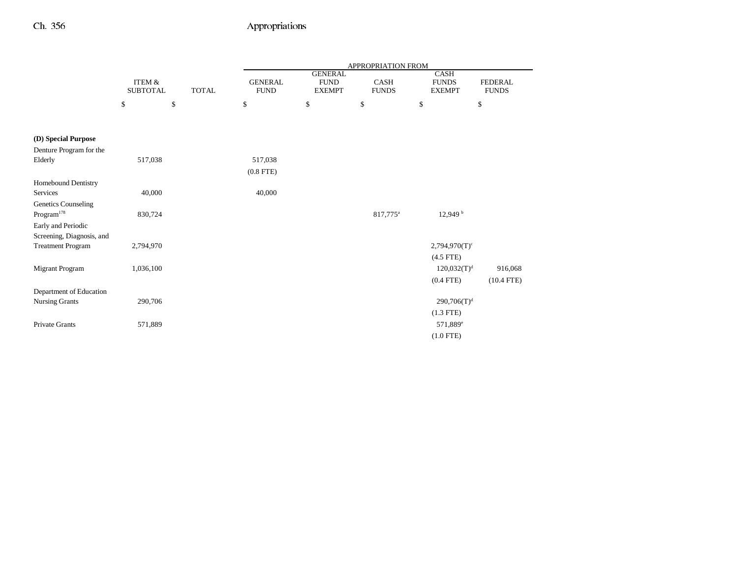| | ITEM & SUBTOTAL | TOTAL | GENERAL FUND | GENERAL FUND EXEMPT | CASH FUNDS | CASH FUNDS EXEMPT | FEDERAL FUNDS |
|---|---|---|---|---|---|---|---|
| | | | APPROPRIATION FROM | | | | |
| | $ | $ | $ | $ | $ | $ | $ |
| **(D) Special Purpose** | | | | | | | |
| Denture Program for the Elderly | 517,038 | | 517,038 (0.8 FTE) | | | | |
| Homebound Dentistry Services | 40,000 | | 40,000 | | | | |
| Genetics Counseling Program[178] | 830,724 | | | | 817,775[a] | 12,949[b] | |
| Early and Periodic Screening, Diagnosis, and Treatment Program | 2,794,970 | | | | | 2,794,970(T)[c] (4.5 FTE) | |
| Migrant Program | 1,036,100 | | | | | 120,032(T)[d] (0.4 FTE) | 916,068 (10.4 FTE) |
| Department of Education Nursing Grants | 290,706 | | | | | 290,706(T)[d] (1.3 FTE) | |
| Private Grants | 571,889 | | | | | 571,889[e] (1.0 FTE) | |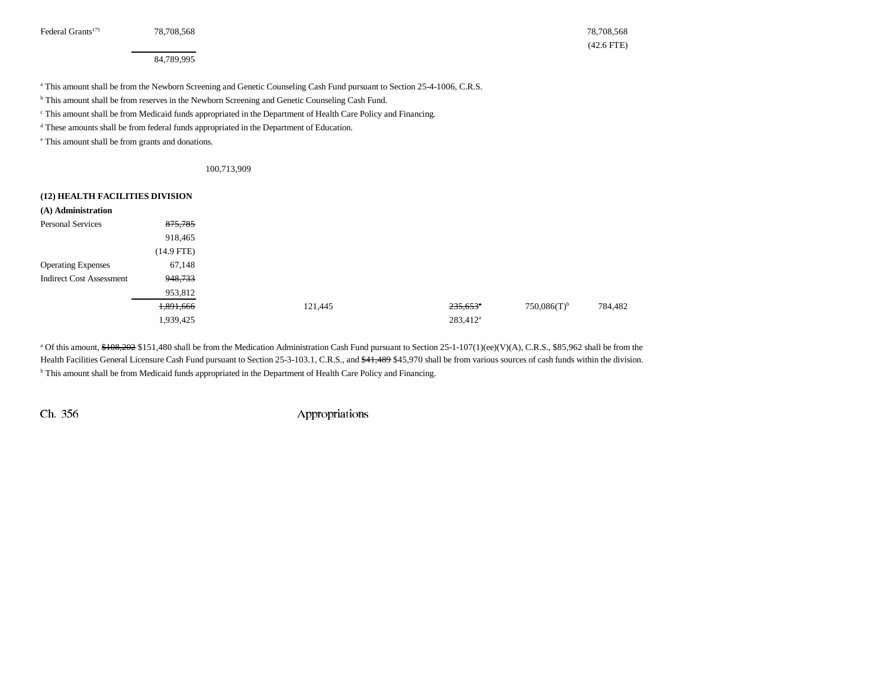| | | | | | | |
|---|---|---|---|---|---|---|
| Federal Grants[175] | 78,708,568 | | | | | 78,708,568 |
| | | | | | | (42.6 FTE) |
| | 84,789,995 | | | | | |

[a] This amount shall be from the Newborn Screening and Genetic Counseling Cash Fund pursuant to Section 25-4-1006, C.R.S.

[b] This amount shall be from reserves in the Newborn Screening and Genetic Counseling Cash Fund.

[c] This amount shall be from Medicaid funds appropriated in the Department of Health Care Policy and Financing.

[d] These amounts shall be from federal funds appropriated in the Department of Education.

[e] This amount shall be from grants and donations.

100,713,909

**(12) HEALTH FACILITIES DIVISION**

**(A) Administration**

| | | | | | | |
|---|---|---|---|---|---|---|
| Personal Services | ~~875,785~~ | | | | | |
| | 918,465 | | | | | |
| | (14.9 FTE) | | | | | |
| Operating Expenses | 67,148 | | | | | |
| Indirect Cost Assessment | ~~948,733~~ | | | | | |
| | 953,812 | | | | | |
| | ~~1,891,666~~ | | 121,445 | ~~235,653~~[a] | 750,086(T)[b] | 784,482 |
| | 1,939,425 | | | 283,412[a] | | |

[a] Of this amount, ~~$108,202~~ $151,480 shall be from the Medication Administration Cash Fund pursuant to Section 25-1-107(1)(ee)(V)(A), C.R.S., $85,962 shall be from the Health Facilities General Licensure Cash Fund pursuant to Section 25-3-103.1, C.R.S., and ~~$41,489~~ $45,970 shall be from various sources of cash funds within the division.

[b] This amount shall be from Medicaid funds appropriated in the Department of Health Care Policy and Financing.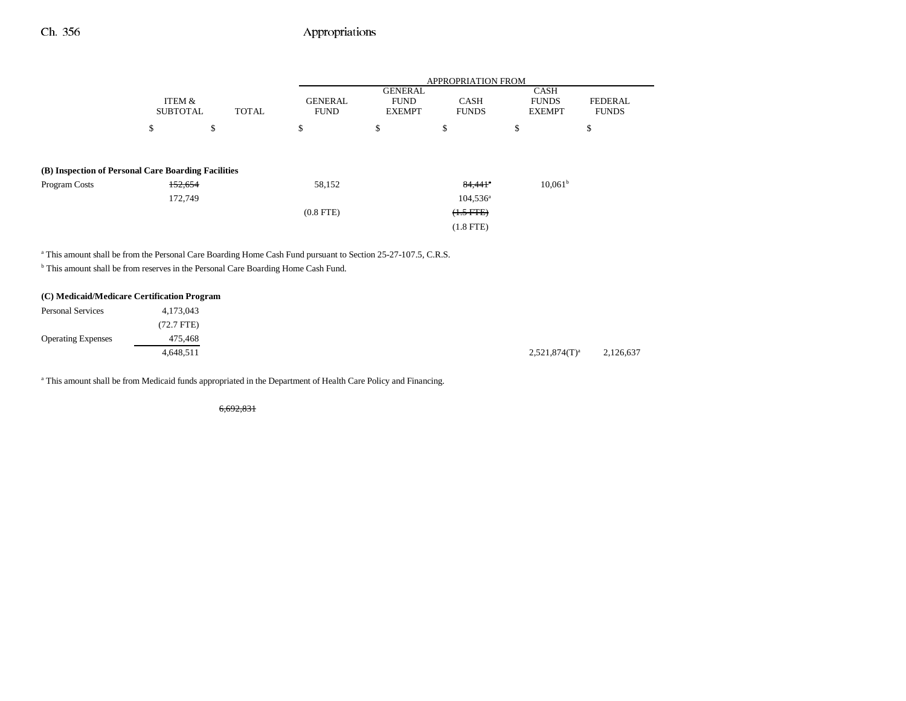| | ITEM & SUBTOTAL | TOTAL | GENERAL FUND | GENERAL FUND EXEMPT | CASH FUNDS | CASH FUNDS EXEMPT | FEDERAL FUNDS |
|---|---|---|---|---|---|---|---|
| | | | APPROPRIATION FROM | | | | |
| | $ | $ | $ | $ | $ | $ | $ |
| **(B) Inspection of Personal Care Boarding Facilities** | | | | | | | |
| Program Costs | ~~152,654~~ 172,749 | | 58,152 (0.8 FTE) | | ~~84,441~~[a] 104,536[a] ~~(1.5 FTE)~~ (1.8 FTE) | 10,061[b] | |

[a] This amount shall be from the Personal Care Boarding Home Cash Fund pursuant to Section 25-27-107.5, C.R.S.

[b] This amount shall be from reserves in the Personal Care Boarding Home Cash Fund.

| | ITEM & SUBTOTAL | TOTAL | GENERAL FUND | GENERAL FUND EXEMPT | CASH FUNDS | CASH FUNDS EXEMPT | FEDERAL FUNDS |
|---|---|---|---|---|---|---|---|
| **(C) Medicaid/Medicare Certification Program** | | | | | | | |
| Personal Services | 4,173,043 (72.7 FTE) | | | | | | |
| Operating Expenses | 475,468 | | | | | | |
| | 4,648,511 | | | | | 2,521,874(T)[a] | 2,126,637 |

[a] This amount shall be from Medicaid funds appropriated in the Department of Health Care Policy and Financing.

~~6,692,831~~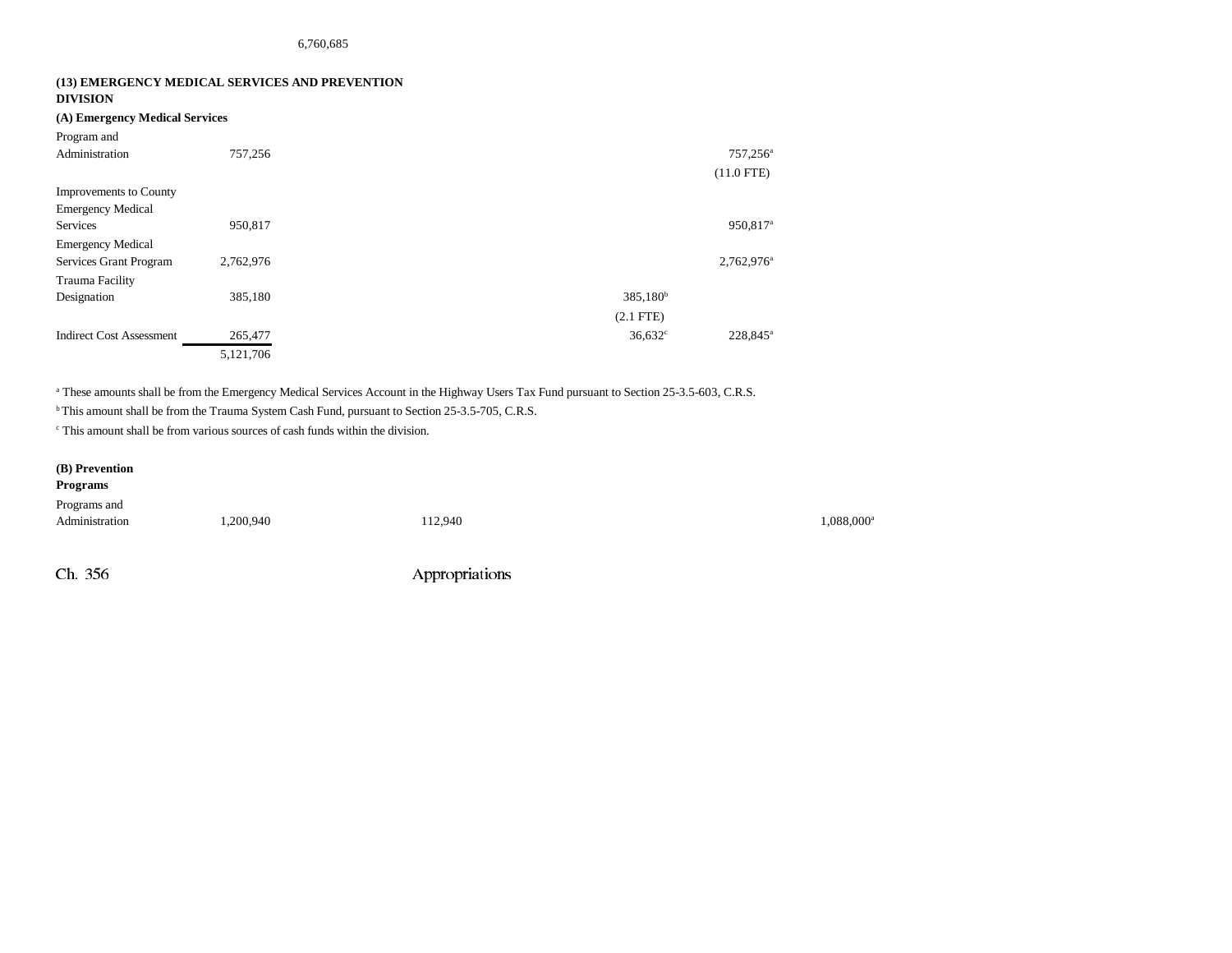6,760,685

**(13) EMERGENCY MEDICAL SERVICES AND PREVENTION DIVISION**

**(A) Emergency Medical Services**

| | | | | | |
|---|---|---|---|---|---|
| Program and Administration | 757,256 | | | 757,256[a] | |
| | | | | (11.0 FTE) | |
| Improvements to County Emergency Medical Services | 950,817 | | | 950,817[a] | |
| Emergency Medical Services Grant Program | 2,762,976 | | | 2,762,976[a] | |
| Trauma Facility Designation | 385,180 | | 385,180[b] | | |
| | | | (2.1 FTE) | | |
| Indirect Cost Assessment | 265,477 | | 36,632[c] | 228,845[a] | |
| | 5,121,706 | | | | |

[a] These amounts shall be from the Emergency Medical Services Account in the Highway Users Tax Fund pursuant to Section 25-3.5-603, C.R.S.

[b] This amount shall be from the Trauma System Cash Fund, pursuant to Section 25-3.5-705, C.R.S.

[c] This amount shall be from various sources of cash funds within the division.

**(B) Prevention Programs**

| | | | | | |
|---|---|---|---|---|---|
| Programs and Administration | 1,200,940 | 112,940 | | | 1,088,000[a] |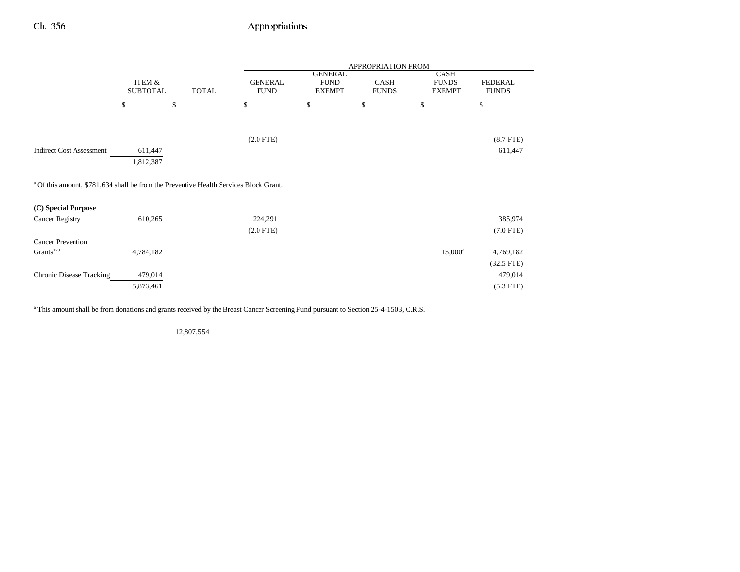| | ITEM & SUBTOTAL | TOTAL | APPROPRIATION FROM GENERAL FUND | GENERAL FUND EXEMPT | CASH FUNDS | CASH FUNDS EXEMPT | FEDERAL FUNDS |
|---|---|---|---|---|---|---|---|
| | $ | $ | $ | $ | $ | $ | $ |
| | | | (2.0 FTE) | | | | (8.7 FTE) |
| Indirect Cost Assessment | 611,447 | | | | | | 611,447 |
| | 1,812,387 | | | | | | |

[a] Of this amount, $781,634 shall be from the Preventive Health Services Block Grant.

| | ITEM & SUBTOTAL | TOTAL | GENERAL FUND | GENERAL FUND EXEMPT | CASH FUNDS | CASH FUNDS EXEMPT | FEDERAL FUNDS |
|---|---|---|---|---|---|---|---|
| **(C) Special Purpose** | | | | | | | |
| Cancer Registry | 610,265 | | 224,291 | | | | 385,974 |
| | | | (2.0 FTE) | | | | (7.0 FTE) |
| Cancer Prevention Grants[179] | 4,784,182 | | | | | 15,000[a] | 4,769,182 |
| | | | | | | | (32.5 FTE) |
| Chronic Disease Tracking | 479,014 | | | | | | 479,014 |
| | 5,873,461 | | | | | | (5.3 FTE) |

[a] This amount shall be from donations and grants received by the Breast Cancer Screening Fund pursuant to Section 25-4-1503, C.R.S.

| | ITEM & SUBTOTAL | TOTAL | GENERAL FUND | GENERAL FUND EXEMPT | CASH FUNDS | CASH FUNDS EXEMPT | FEDERAL FUNDS |
|---|---|---|---|---|---|---|---|
| | | 12,807,554 | | | | | |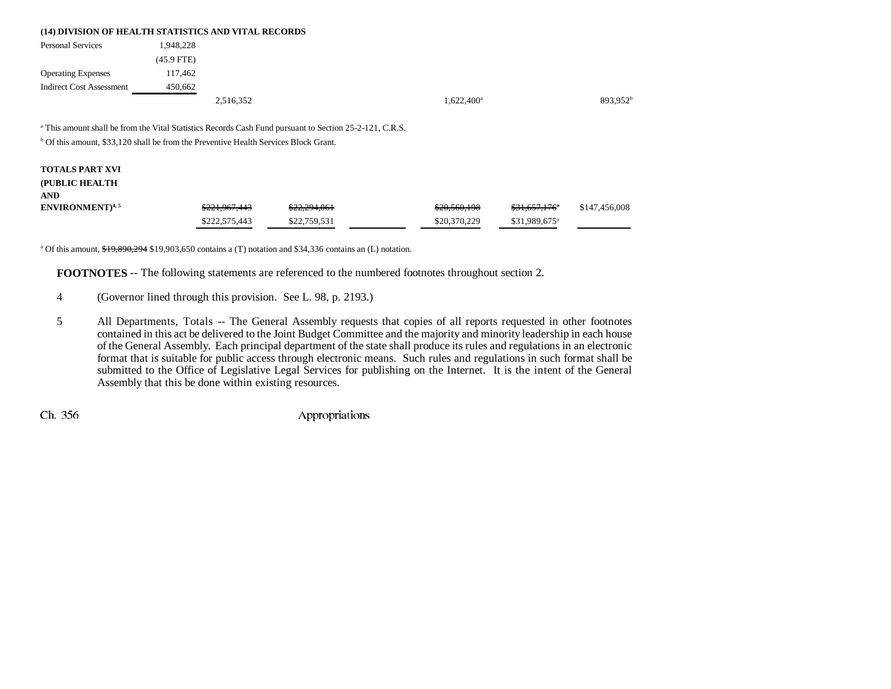**(14) DIVISION OF HEALTH STATISTICS AND VITAL RECORDS**

| | | | | | | | |
|---|---|---|---|---|---|---|---|
| Personal Services | 1,948,228 | | | | | | |
| | (45.9 FTE) | | | | | | |
| Operating Expenses | 117,462 | | | | | | |
| Indirect Cost Assessment | 450,662 | | | | | | |
| | | 2,516,352 | | | 1,622,400[a] | | 893,952[b] |

[a] This amount shall be from the Vital Statistics Records Cash Fund pursuant to Section 25-2-121, C.R.S.

[b] Of this amount, $33,120 shall be from the Preventive Health Services Block Grant.

| | | | | | | |
|---|---|---|---|---|---|---|
| **TOTALS PART XVI (PUBLIC HEALTH AND ENVIRONMENT)**[4, 5] | ~~$221,967,443~~ | ~~$22,294,061~~ | | ~~$20,560,198~~ | ~~$31,657,176~~[a] | $147,456,008 |
| | $222,575,443 | $22,759,531 | | $20,370,229 | $31,989,675[a] | |

[a] Of this amount, ~~$19,890,294~~ $19,903,650 contains a (T) notation and $34,336 contains an (L) notation.

**FOOTNOTES** -- The following statements are referenced to the numbered footnotes throughout section 2.

4 (Governor lined through this provision. See L. 98, p. 2193.)

5 All Departments, Totals -- The General Assembly requests that copies of all reports requested in other footnotes contained in this act be delivered to the Joint Budget Committee and the majority and minority leadership in each house of the General Assembly. Each principal department of the state shall produce its rules and regulations in an electronic format that is suitable for public access through electronic means. Such rules and regulations in such format shall be submitted to the Office of Legislative Legal Services for publishing on the Internet. It is the intent of the General Assembly that this be done within existing resources.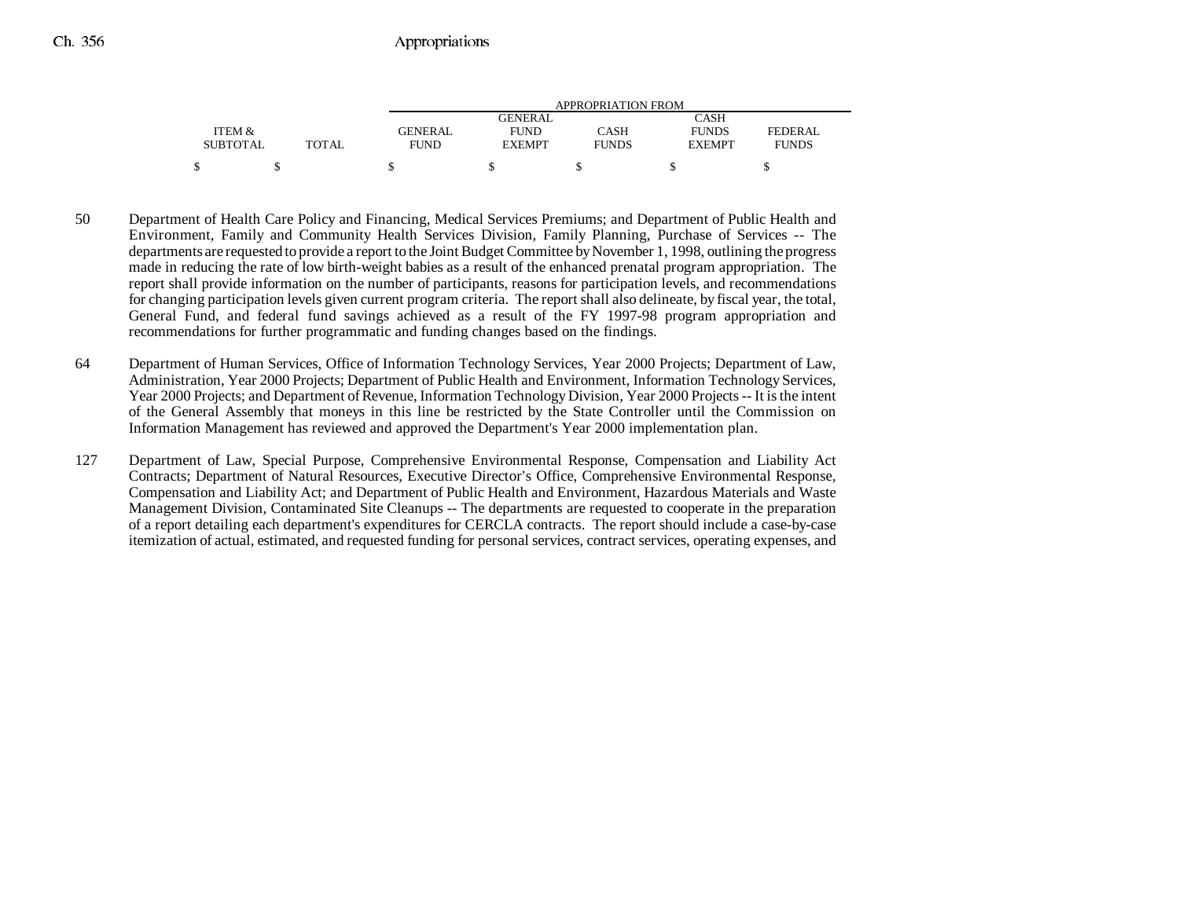| ITEM & SUBTOTAL | TOTAL | GENERAL FUND | GENERAL FUND EXEMPT | CASH FUNDS | CASH FUNDS EXEMPT | FEDERAL FUNDS |
|---|---|---|---|---|---|---|
| | | APPROPRIATION FROM | | | | |
| $ | $ | $ | $ | $ | $ | $ |

50 Department of Health Care Policy and Financing, Medical Services Premiums; and Department of Public Health and Environment, Family and Community Health Services Division, Family Planning, Purchase of Services -- The departments are requested to provide a report to the Joint Budget Committee by November 1, 1998, outlining the progress made in reducing the rate of low birth-weight babies as a result of the enhanced prenatal program appropriation. The report shall provide information on the number of participants, reasons for participation levels, and recommendations for changing participation levels given current program criteria. The report shall also delineate, by fiscal year, the total, General Fund, and federal fund savings achieved as a result of the FY 1997-98 program appropriation and recommendations for further programmatic and funding changes based on the findings.

64 Department of Human Services, Office of Information Technology Services, Year 2000 Projects; Department of Law, Administration, Year 2000 Projects; Department of Public Health and Environment, Information Technology Services, Year 2000 Projects; and Department of Revenue, Information Technology Division, Year 2000 Projects -- It is the intent of the General Assembly that moneys in this line be restricted by the State Controller until the Commission on Information Management has reviewed and approved the Department's Year 2000 implementation plan.

127 Department of Law, Special Purpose, Comprehensive Environmental Response, Compensation and Liability Act Contracts; Department of Natural Resources, Executive Director's Office, Comprehensive Environmental Response, Compensation and Liability Act; and Department of Public Health and Environment, Hazardous Materials and Waste Management Division, Contaminated Site Cleanups -- The departments are requested to cooperate in the preparation of a report detailing each department's expenditures for CERCLA contracts. The report should include a case-by-case itemization of actual, estimated, and requested funding for personal services, contract services, operating expenses, and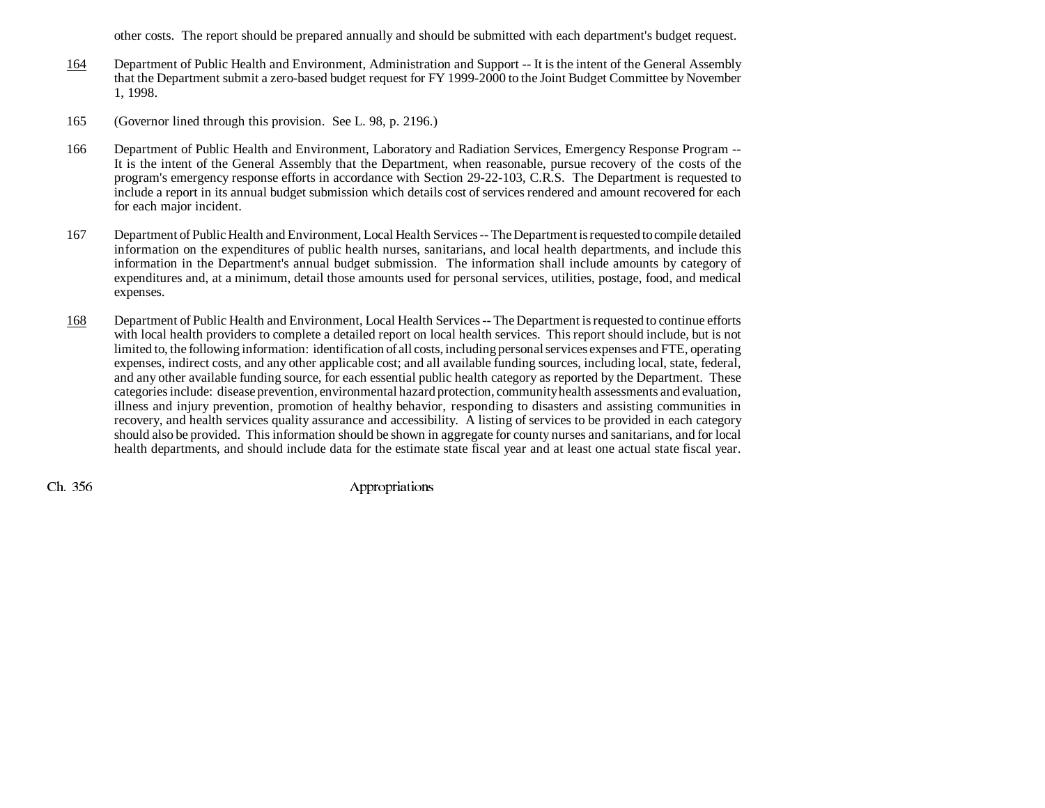other costs. The report should be prepared annually and should be submitted with each department's budget request.

<u>164</u> Department of Public Health and Environment, Administration and Support -- It is the intent of the General Assembly that the Department submit a zero-based budget request for FY 1999-2000 to the Joint Budget Committee by November 1, 1998.

165 (Governor lined through this provision. See L. 98, p. 2196.)

166 Department of Public Health and Environment, Laboratory and Radiation Services, Emergency Response Program -- It is the intent of the General Assembly that the Department, when reasonable, pursue recovery of the costs of the program's emergency response efforts in accordance with Section 29-22-103, C.R.S. The Department is requested to include a report in its annual budget submission which details cost of services rendered and amount recovered for each for each major incident.

167 Department of Public Health and Environment, Local Health Services -- The Department is requested to compile detailed information on the expenditures of public health nurses, sanitarians, and local health departments, and include this information in the Department's annual budget submission. The information shall include amounts by category of expenditures and, at a minimum, detail those amounts used for personal services, utilities, postage, food, and medical expenses.

<u>168</u> Department of Public Health and Environment, Local Health Services -- The Department is requested to continue efforts with local health providers to complete a detailed report on local health services. This report should include, but is not limited to, the following information: identification of all costs, including personal services expenses and FTE, operating expenses, indirect costs, and any other applicable cost; and all available funding sources, including local, state, federal, and any other available funding source, for each essential public health category as reported by the Department. These categories include: disease prevention, environmental hazard protection, community health assessments and evaluation, illness and injury prevention, promotion of healthy behavior, responding to disasters and assisting communities in recovery, and health services quality assurance and accessibility. A listing of services to be provided in each category should also be provided. This information should be shown in aggregate for county nurses and sanitarians, and for local health departments, and should include data for the estimate state fiscal year and at least one actual state fiscal year.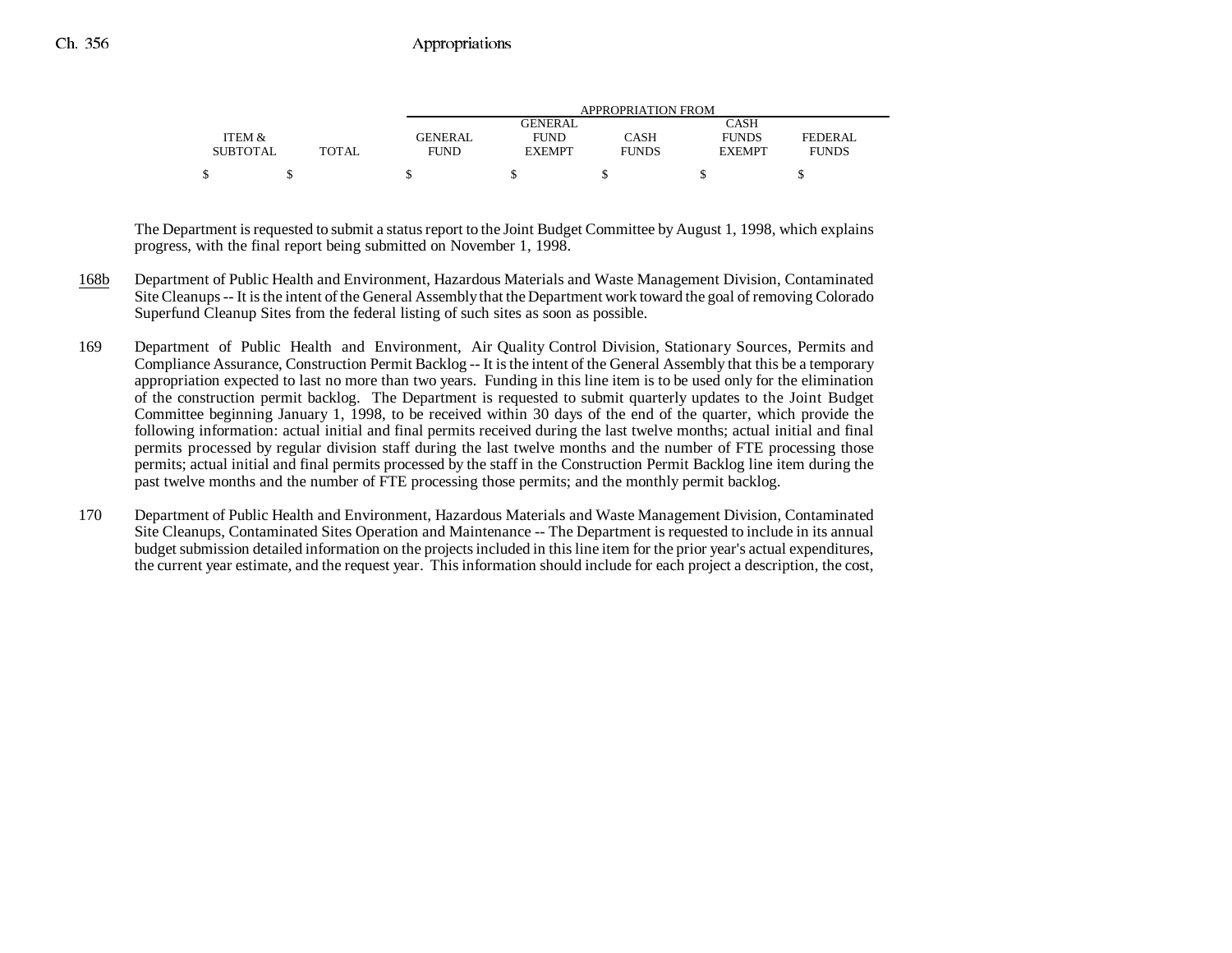| ITEM & SUBTOTAL | TOTAL | APPROPRIATION FROM GENERAL FUND | GENERAL FUND EXEMPT | CASH FUNDS | CASH FUNDS EXEMPT | FEDERAL FUNDS |
|---|---|---|---|---|---|---|
| $ | $ | $ | $ | $ | $ | $ |

The Department is requested to submit a status report to the Joint Budget Committee by August 1, 1998, which explains progress, with the final report being submitted on November 1, 1998.

168b Department of Public Health and Environment, Hazardous Materials and Waste Management Division, Contaminated Site Cleanups -- It is the intent of the General Assembly that the Department work toward the goal of removing Colorado Superfund Cleanup Sites from the federal listing of such sites as soon as possible.

169 Department of Public Health and Environment, Air Quality Control Division, Stationary Sources, Permits and Compliance Assurance, Construction Permit Backlog -- It is the intent of the General Assembly that this be a temporary appropriation expected to last no more than two years. Funding in this line item is to be used only for the elimination of the construction permit backlog. The Department is requested to submit quarterly updates to the Joint Budget Committee beginning January 1, 1998, to be received within 30 days of the end of the quarter, which provide the following information: actual initial and final permits received during the last twelve months; actual initial and final permits processed by regular division staff during the last twelve months and the number of FTE processing those permits; actual initial and final permits processed by the staff in the Construction Permit Backlog line item during the past twelve months and the number of FTE processing those permits; and the monthly permit backlog.

170 Department of Public Health and Environment, Hazardous Materials and Waste Management Division, Contaminated Site Cleanups, Contaminated Sites Operation and Maintenance -- The Department is requested to include in its annual budget submission detailed information on the projects included in this line item for the prior year's actual expenditures, the current year estimate, and the request year. This information should include for each project a description, the cost,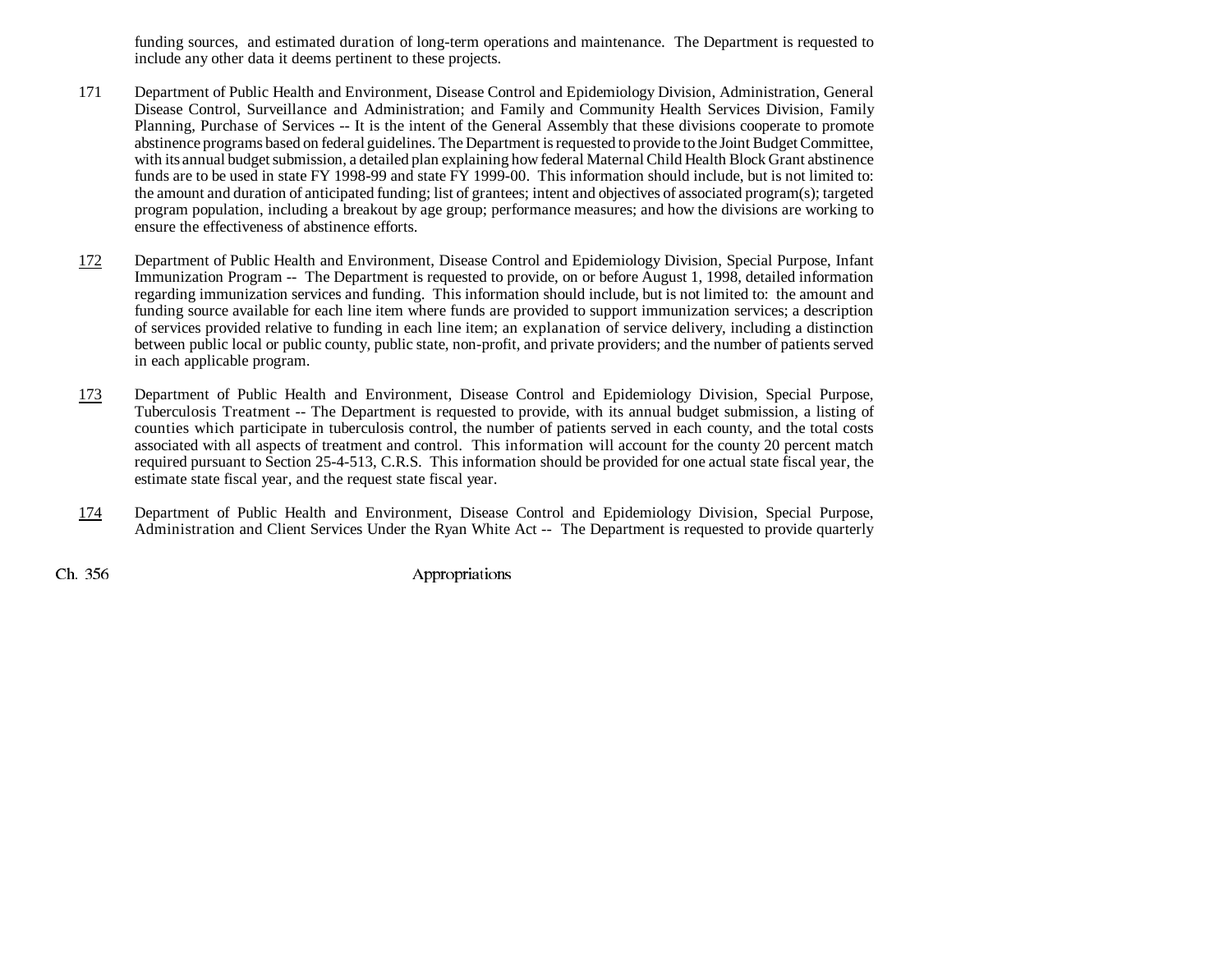funding sources, and estimated duration of long-term operations and maintenance. The Department is requested to include any other data it deems pertinent to these projects.

171 Department of Public Health and Environment, Disease Control and Epidemiology Division, Administration, General Disease Control, Surveillance and Administration; and Family and Community Health Services Division, Family Planning, Purchase of Services -- It is the intent of the General Assembly that these divisions cooperate to promote abstinence programs based on federal guidelines. The Department is requested to provide to the Joint Budget Committee, with its annual budget submission, a detailed plan explaining how federal Maternal Child Health Block Grant abstinence funds are to be used in state FY 1998-99 and state FY 1999-00. This information should include, but is not limited to: the amount and duration of anticipated funding; list of grantees; intent and objectives of associated program(s); targeted program population, including a breakout by age group; performance measures; and how the divisions are working to ensure the effectiveness of abstinence efforts.

172 Department of Public Health and Environment, Disease Control and Epidemiology Division, Special Purpose, Infant Immunization Program -- The Department is requested to provide, on or before August 1, 1998, detailed information regarding immunization services and funding. This information should include, but is not limited to: the amount and funding source available for each line item where funds are provided to support immunization services; a description of services provided relative to funding in each line item; an explanation of service delivery, including a distinction between public local or public county, public state, non-profit, and private providers; and the number of patients served in each applicable program.

173 Department of Public Health and Environment, Disease Control and Epidemiology Division, Special Purpose, Tuberculosis Treatment -- The Department is requested to provide, with its annual budget submission, a listing of counties which participate in tuberculosis control, the number of patients served in each county, and the total costs associated with all aspects of treatment and control. This information will account for the county 20 percent match required pursuant to Section 25-4-513, C.R.S. This information should be provided for one actual state fiscal year, the estimate state fiscal year, and the request state fiscal year.

174 Department of Public Health and Environment, Disease Control and Epidemiology Division, Special Purpose, Administration and Client Services Under the Ryan White Act -- The Department is requested to provide quarterly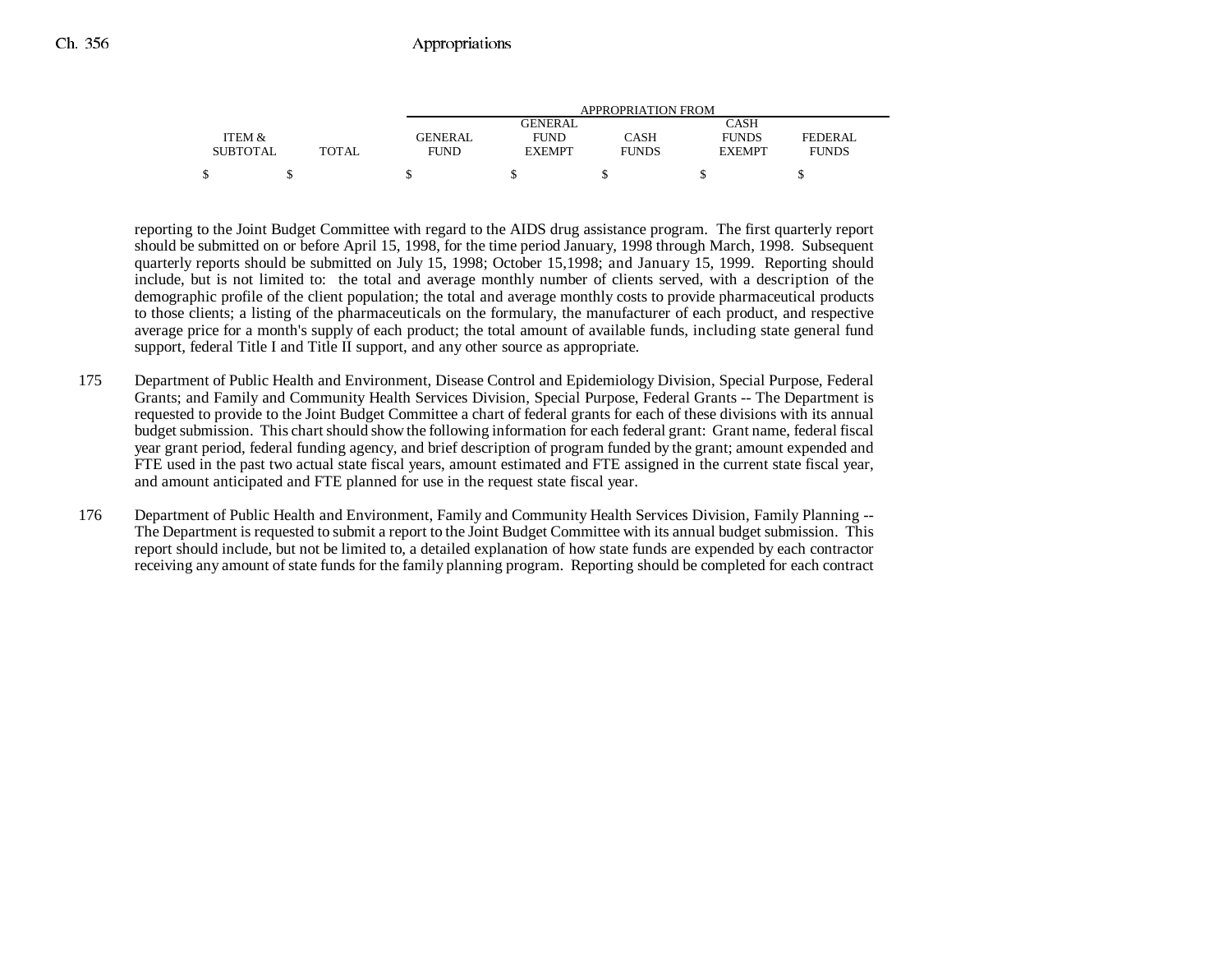| ITEM & SUBTOTAL | TOTAL | GENERAL FUND | GENERAL FUND EXEMPT | CASH FUNDS | CASH FUNDS EXEMPT | FEDERAL FUNDS |
|---|---|---|---|---|---|---|
| | | APPROPRIATION FROM | | | | |
| $ | $ | $ | $ | $ | $ | $ |

reporting to the Joint Budget Committee with regard to the AIDS drug assistance program. The first quarterly report should be submitted on or before April 15, 1998, for the time period January, 1998 through March, 1998. Subsequent quarterly reports should be submitted on July 15, 1998; October 15,1998; and January 15, 1999. Reporting should include, but is not limited to: the total and average monthly number of clients served, with a description of the demographic profile of the client population; the total and average monthly costs to provide pharmaceutical products to those clients; a listing of the pharmaceuticals on the formulary, the manufacturer of each product, and respective average price for a month's supply of each product; the total amount of available funds, including state general fund support, federal Title I and Title II support, and any other source as appropriate.

175 Department of Public Health and Environment, Disease Control and Epidemiology Division, Special Purpose, Federal Grants; and Family and Community Health Services Division, Special Purpose, Federal Grants -- The Department is requested to provide to the Joint Budget Committee a chart of federal grants for each of these divisions with its annual budget submission. This chart should show the following information for each federal grant: Grant name, federal fiscal year grant period, federal funding agency, and brief description of program funded by the grant; amount expended and FTE used in the past two actual state fiscal years, amount estimated and FTE assigned in the current state fiscal year, and amount anticipated and FTE planned for use in the request state fiscal year.

176 Department of Public Health and Environment, Family and Community Health Services Division, Family Planning -- The Department is requested to submit a report to the Joint Budget Committee with its annual budget submission. This report should include, but not be limited to, a detailed explanation of how state funds are expended by each contractor receiving any amount of state funds for the family planning program. Reporting should be completed for each contract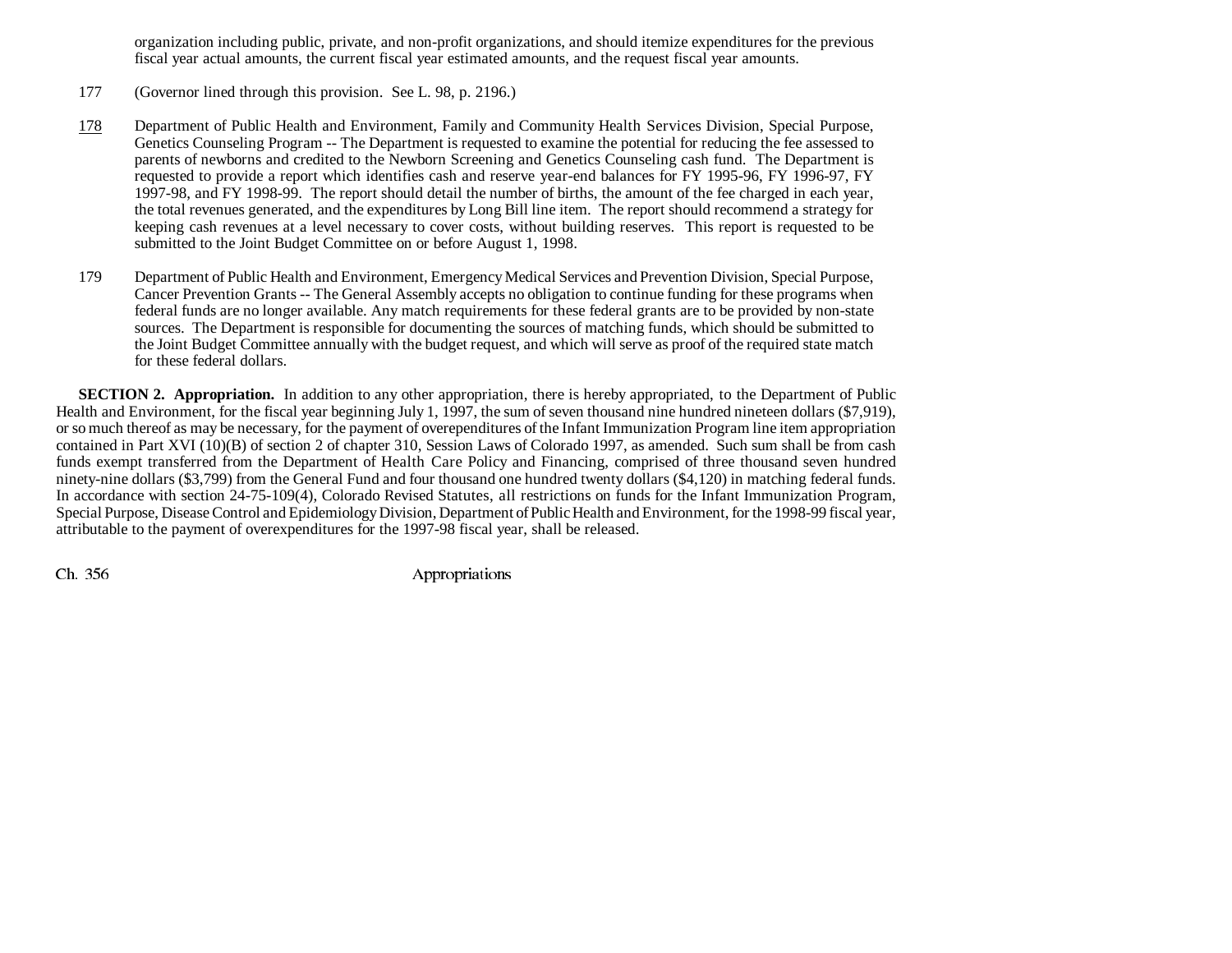organization including public, private, and non-profit organizations, and should itemize expenditures for the previous fiscal year actual amounts, the current fiscal year estimated amounts, and the request fiscal year amounts.

177 (Governor lined through this provision. See L. 98, p. 2196.)

178 Department of Public Health and Environment, Family and Community Health Services Division, Special Purpose, Genetics Counseling Program -- The Department is requested to examine the potential for reducing the fee assessed to parents of newborns and credited to the Newborn Screening and Genetics Counseling cash fund. The Department is requested to provide a report which identifies cash and reserve year-end balances for FY 1995-96, FY 1996-97, FY 1997-98, and FY 1998-99. The report should detail the number of births, the amount of the fee charged in each year, the total revenues generated, and the expenditures by Long Bill line item. The report should recommend a strategy for keeping cash revenues at a level necessary to cover costs, without building reserves. This report is requested to be submitted to the Joint Budget Committee on or before August 1, 1998.

179 Department of Public Health and Environment, Emergency Medical Services and Prevention Division, Special Purpose, Cancer Prevention Grants -- The General Assembly accepts no obligation to continue funding for these programs when federal funds are no longer available. Any match requirements for these federal grants are to be provided by non-state sources. The Department is responsible for documenting the sources of matching funds, which should be submitted to the Joint Budget Committee annually with the budget request, and which will serve as proof of the required state match for these federal dollars.

**SECTION 2. Appropriation.** In addition to any other appropriation, there is hereby appropriated, to the Department of Public Health and Environment, for the fiscal year beginning July 1, 1997, the sum of seven thousand nine hundred nineteen dollars ($7,919), or so much thereof as may be necessary, for the payment of overependitures of the Infant Immunization Program line item appropriation contained in Part XVI (10)(B) of section 2 of chapter 310, Session Laws of Colorado 1997, as amended. Such sum shall be from cash funds exempt transferred from the Department of Health Care Policy and Financing, comprised of three thousand seven hundred ninety-nine dollars ($3,799) from the General Fund and four thousand one hundred twenty dollars ($4,120) in matching federal funds. In accordance with section 24-75-109(4), Colorado Revised Statutes, all restrictions on funds for the Infant Immunization Program, Special Purpose, Disease Control and Epidemiology Division, Department of Public Health and Environment, for the 1998-99 fiscal year, attributable to the payment of overexpenditures for the 1997-98 fiscal year, shall be released.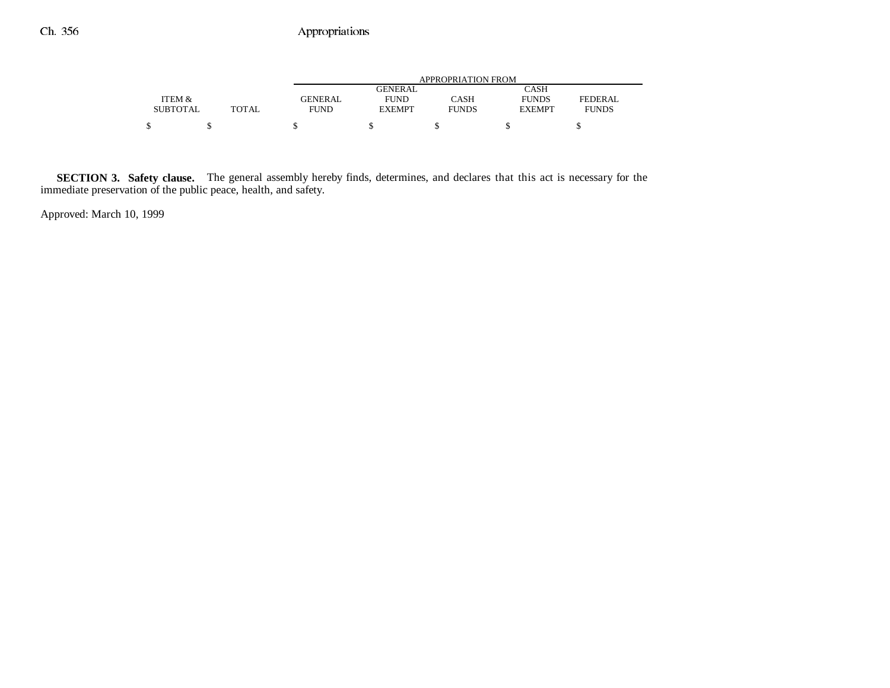| ITEM & SUBTOTAL | TOTAL | APPROPRIATION FROM GENERAL FUND | GENERAL FUND EXEMPT | CASH FUNDS | CASH FUNDS EXEMPT | FEDERAL FUNDS |
|---|---|---|---|---|---|---|
| $ | $ | $ | $ | $ | $ | $ |

**SECTION 3. Safety clause.** The general assembly hereby finds, determines, and declares that this act is necessary for the immediate preservation of the public peace, health, and safety.

Approved: March 10, 1999